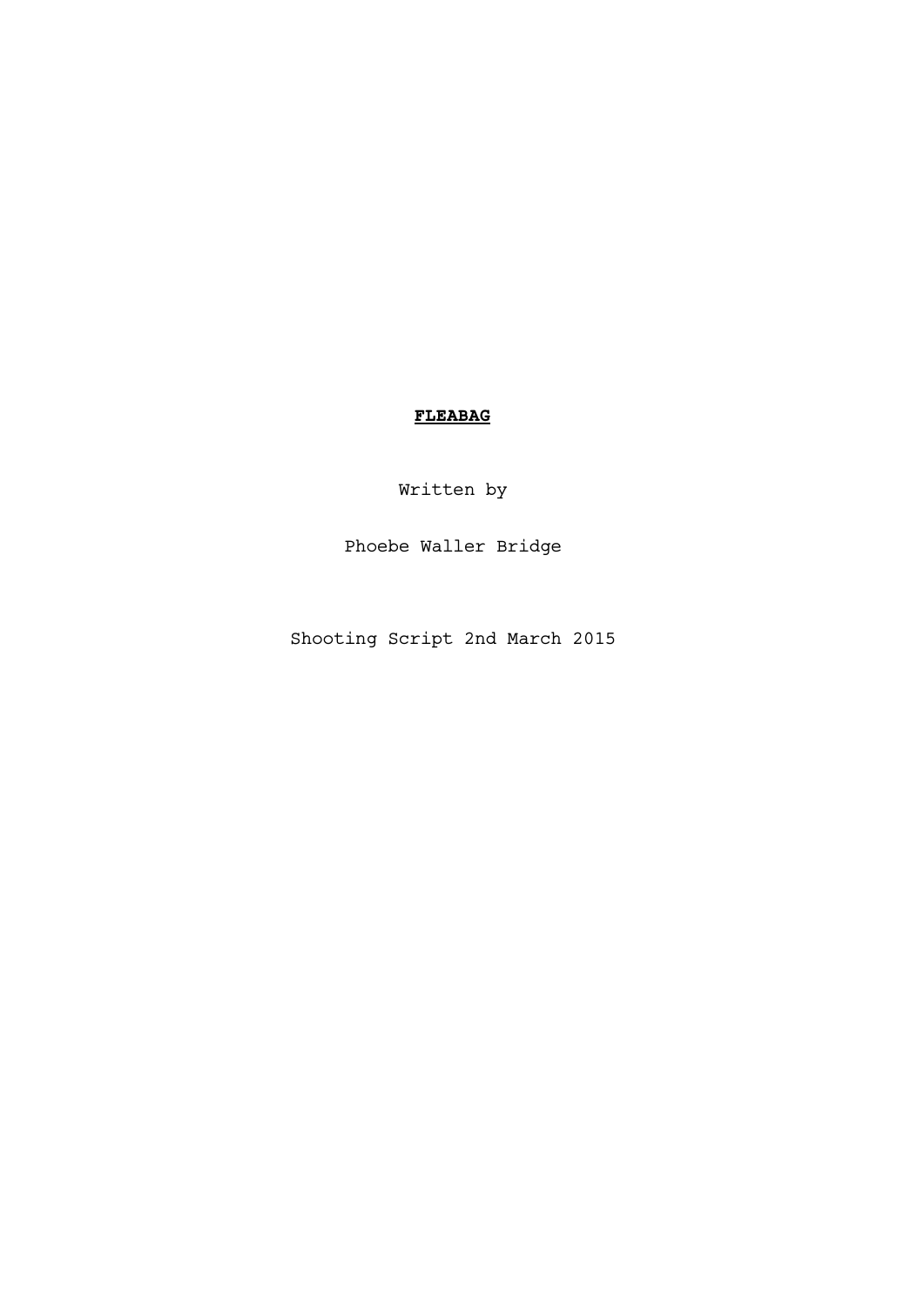# **FLEABAG**

Written by

Phoebe Waller Bridge

Shooting Script 2nd March 2015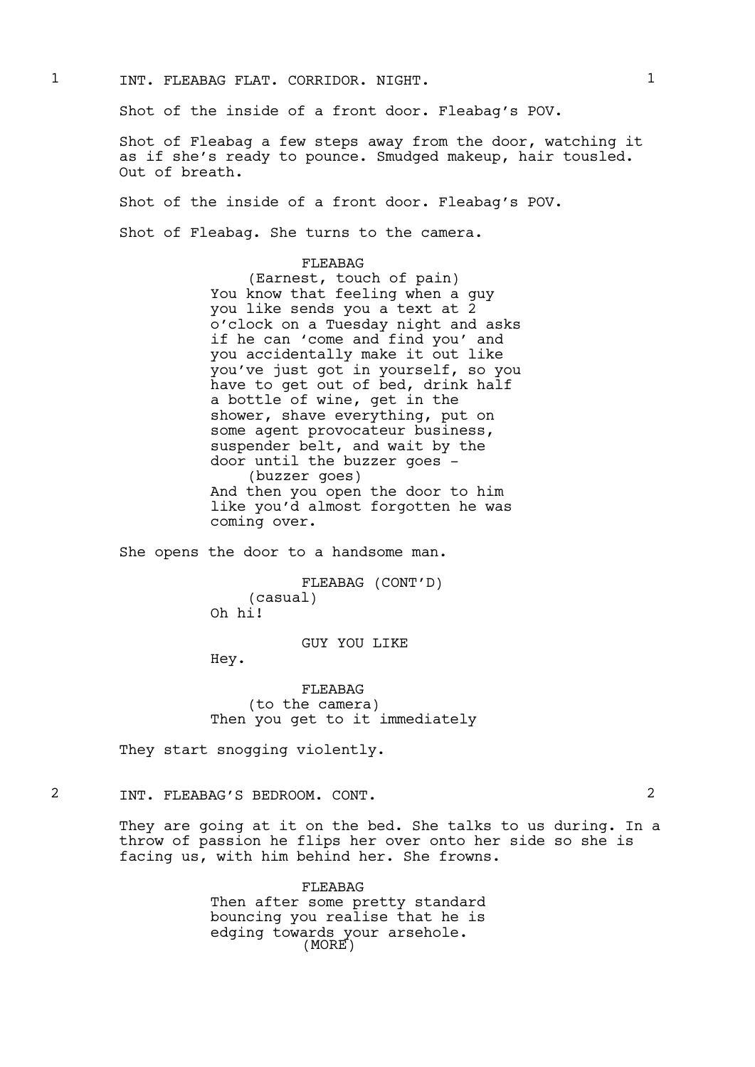1 INT. FLEABAG FLAT. CORRIDOR. NIGHT. 1

Shot of the inside of a front door. Fleabag's POV.

Shot of Fleabag a few steps away from the door, watching it as if she's ready to pounce. Smudged makeup, hair tousled. Out of breath.

Shot of the inside of a front door. Fleabag's POV.

Shot of Fleabag. She turns to the camera.

FLEABAG
(Earnest, touch of pain)
You know that feeling when a guy you like sends you a text at 2 o'clock on a Tuesday night and asks if he can 'come and find you' and you accidentally make it out like you've just got in yourself, so you have to get out of bed, drink half a bottle of wine, get in the shower, shave everything, put on some agent provocateur business, suspender belt, and wait by the door until the buzzer goes -
(buzzer goes)
And then you open the door to him like you'd almost forgotten he was coming over.

She opens the door to a handsome man.

FLEABAG (CONT'D)
(casual)
Oh hi!

GUY YOU LIKE
Hey.

FLEABAG
(to the camera)
Then you get to it immediately

They start snogging violently.

2 INT. FLEABAG'S BEDROOM. CONT. 2

They are going at it on the bed. She talks to us during. In a throw of passion he flips her over onto her side so she is facing us, with him behind her. She frowns.

FLEABAG
Then after some pretty standard bouncing you realise that he is edging towards your arsehole.
(MORE)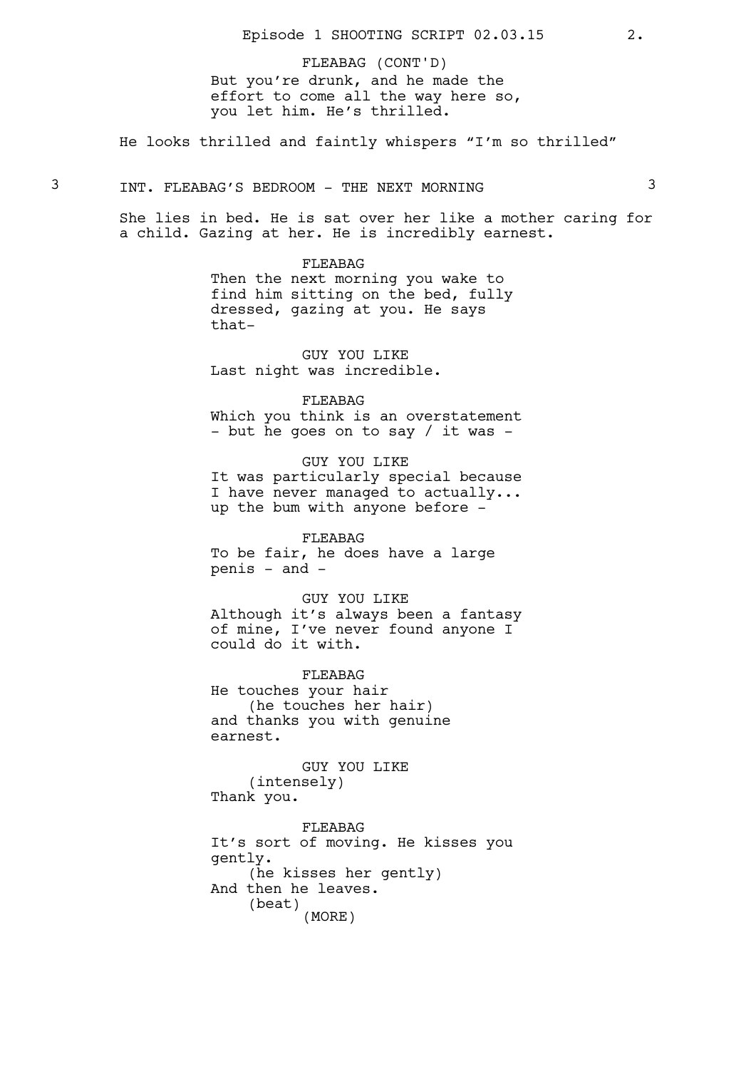FLEABAG (CONT'D)
But you're drunk, and he made the effort to come all the way here so, you let him. He's thrilled.

He looks thrilled and faintly whispers "I'm so thrilled"

### 3 INT. FLEABAG'S BEDROOM - THE NEXT MORNING 3

She lies in bed. He is sat over her like a mother caring for a child. Gazing at her. He is incredibly earnest.

FLEABAG
Then the next morning you wake to find him sitting on the bed, fully dressed, gazing at you. He says that-

GUY YOU LIKE
Last night was incredible.

FLEABAG
Which you think is an overstatement - but he goes on to say / it was -

GUY YOU LIKE
It was particularly special because I have never managed to actually... up the bum with anyone before -

FLEABAG
To be fair, he does have a large penis - and -

GUY YOU LIKE
Although it's always been a fantasy of mine, I've never found anyone I could do it with.

FLEABAG
He touches your hair
(he touches her hair)
and thanks you with genuine earnest.

GUY YOU LIKE
(intensely)
Thank you.

FLEABAG
It's sort of moving. He kisses you gently.
(he kisses her gently)
And then he leaves.
(beat)
(MORE)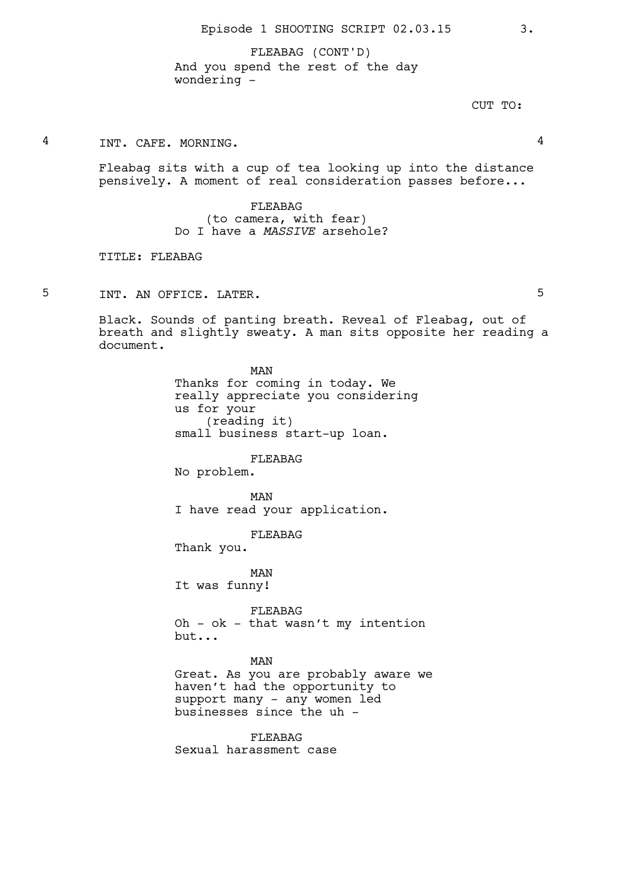FLEABAG (CONT'D)
And you spend the rest of the day wondering -

CUT TO:

## 4 INT. CAFE. MORNING. 4

Fleabag sits with a cup of tea looking up into the distance pensively. A moment of real consideration passes before...

FLEABAG
(to camera, with fear)
Do I have a *MASSIVE* arsehole?

TITLE: FLEABAG

## 5 INT. AN OFFICE. LATER. 5

Black. Sounds of panting breath. Reveal of Fleabag, out of breath and slightly sweaty. A man sits opposite her reading a document.

MAN
Thanks for coming in today. We really appreciate you considering us for your
(reading it)
small business start-up loan.

FLEABAG
No problem.

MAN
I have read your application.

FLEABAG
Thank you.

MAN
It was funny!

FLEABAG
Oh - ok - that wasn't my intention but...

MAN
Great. As you are probably aware we haven't had the opportunity to support many - any women led businesses since the uh -

FLEABAG
Sexual harassment case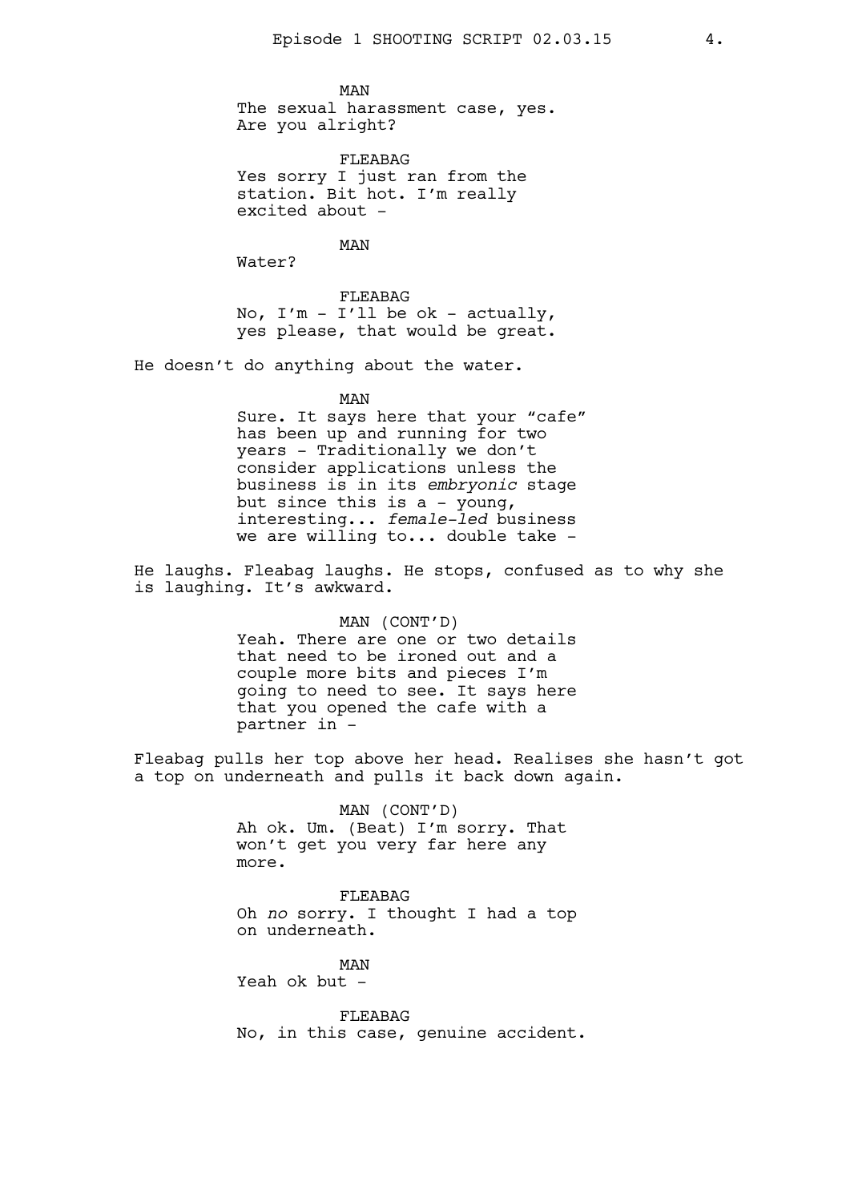MAN
The sexual harassment case, yes.
Are you alright?

FLEABAG
Yes sorry I just ran from the
station. Bit hot. I'm really
excited about -

MAN
Water?

FLEABAG
No, I'm - I'll be ok - actually,
yes please, that would be great.

He doesn't do anything about the water.

MAN
Sure. It says here that your "cafe"
has been up and running for two
years - Traditionally we don't
consider applications unless the
business is in its *embryonic* stage
but since this is a - young,
interesting... *female-led* business
we are willing to... double take -

He laughs. Fleabag laughs. He stops, confused as to why she is laughing. It's awkward.

MAN (CONT'D)
Yeah. There are one or two details
that need to be ironed out and a
couple more bits and pieces I'm
going to need to see. It says here
that you opened the cafe with a
partner in -

Fleabag pulls her top above her head. Realises she hasn't got a top on underneath and pulls it back down again.

MAN (CONT'D)
Ah ok. Um. (Beat) I'm sorry. That
won't get you very far here any
more.

FLEABAG
Oh *no* sorry. I thought I had a top
on underneath.

MAN
Yeah ok but -

FLEABAG
No, in this case, genuine accident.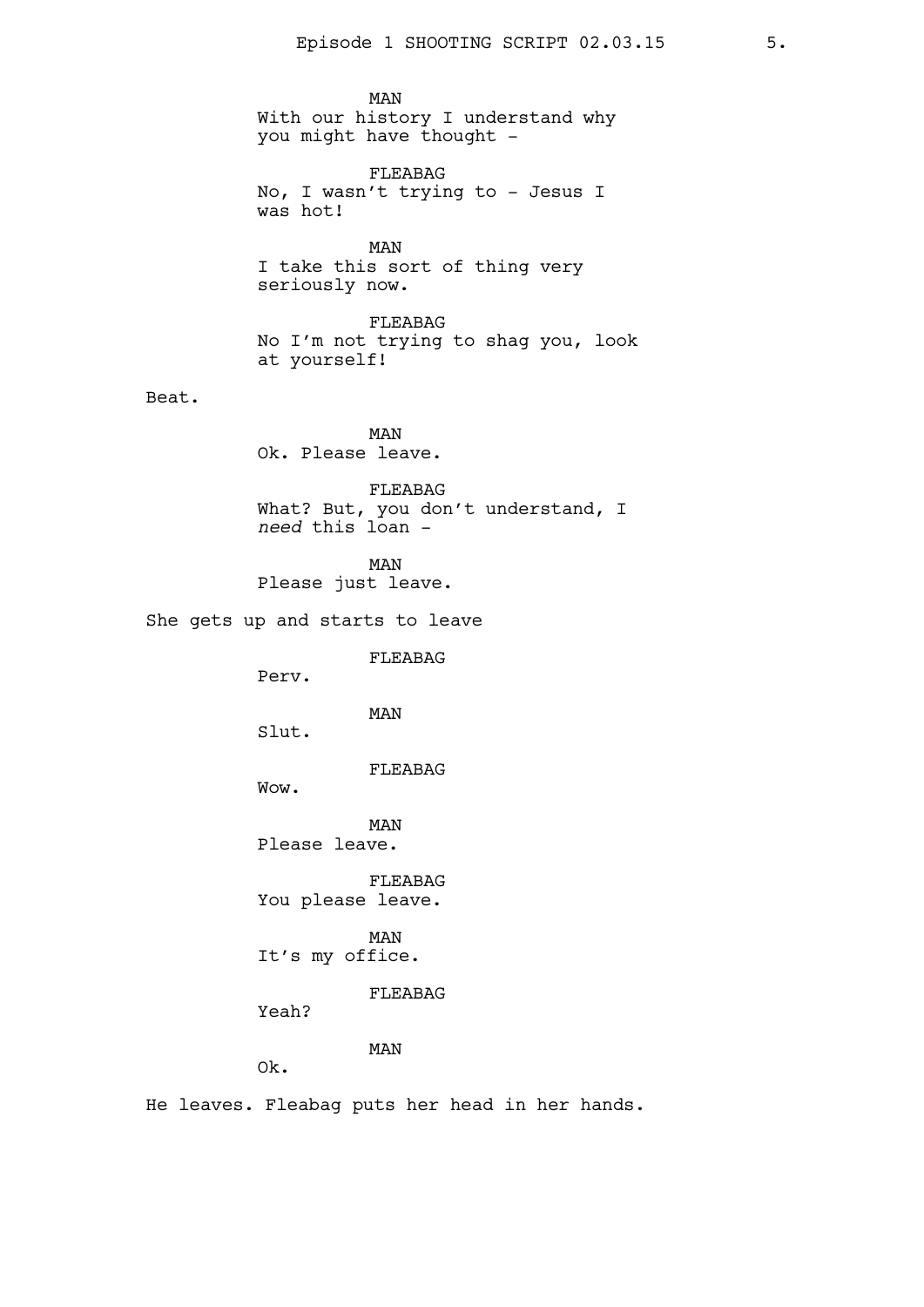MAN
With our history I understand why you might have thought -

FLEABAG
No, I wasn't trying to - Jesus I was hot!

MAN
I take this sort of thing very seriously now.

FLEABAG
No I'm not trying to shag you, look at yourself!

Beat.

MAN
Ok. Please leave.

FLEABAG
What? But, you don't understand, I *need* this loan -

MAN
Please just leave.

She gets up and starts to leave

FLEABAG
Perv.

MAN
Slut.

FLEABAG
Wow.

MAN
Please leave.

FLEABAG
You please leave.

MAN
It's my office.

FLEABAG
Yeah?

MAN
Ok.

He leaves. Fleabag puts her head in her hands.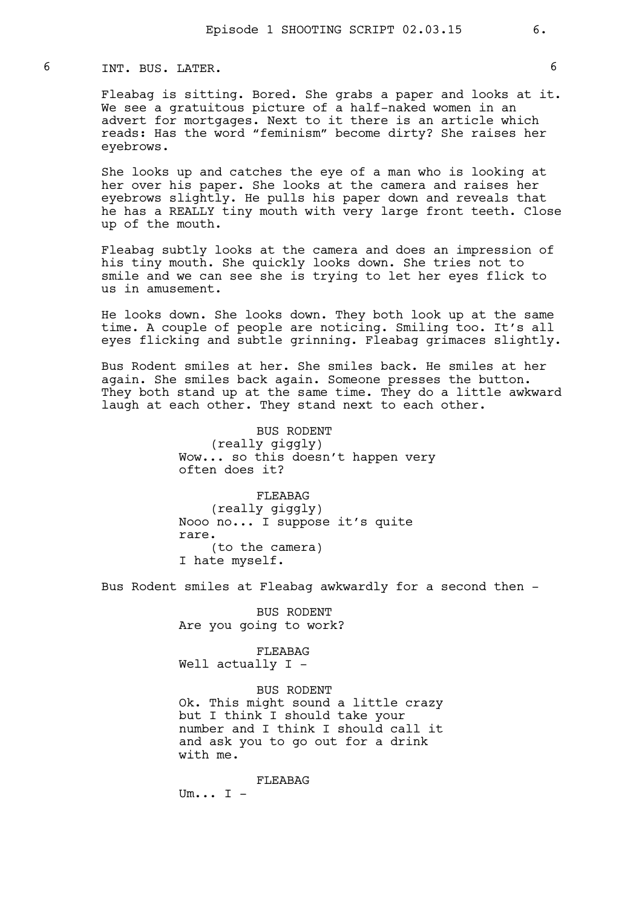6 INT. BUS. LATER. 6

Fleabag is sitting. Bored. She grabs a paper and looks at it. We see a gratuitous picture of a half-naked women in an advert for mortgages. Next to it there is an article which reads: Has the word "feminism" become dirty? She raises her eyebrows.

She looks up and catches the eye of a man who is looking at her over his paper. She looks at the camera and raises her eyebrows slightly. He pulls his paper down and reveals that he has a REALLY tiny mouth with very large front teeth. Close up of the mouth.

Fleabag subtly looks at the camera and does an impression of his tiny mouth. She quickly looks down. She tries not to smile and we can see she is trying to let her eyes flick to us in amusement.

He looks down. She looks down. They both look up at the same time. A couple of people are noticing. Smiling too. It's all eyes flicking and subtle grinning. Fleabag grimaces slightly.

Bus Rodent smiles at her. She smiles back. He smiles at her again. She smiles back again. Someone presses the button. They both stand up at the same time. They do a little awkward laugh at each other. They stand next to each other.

BUS RODENT
(really giggly)
Wow... so this doesn't happen very often does it?

FLEABAG
(really giggly)
Nooo no... I suppose it's quite rare.
(to the camera)
I hate myself.

Bus Rodent smiles at Fleabag awkwardly for a second then -

BUS RODENT
Are you going to work?

FLEABAG
Well actually I -

BUS RODENT
Ok. This might sound a little crazy but I think I should take your number and I think I should call it and ask you to go out for a drink with me.

FLEABAG
Um... I -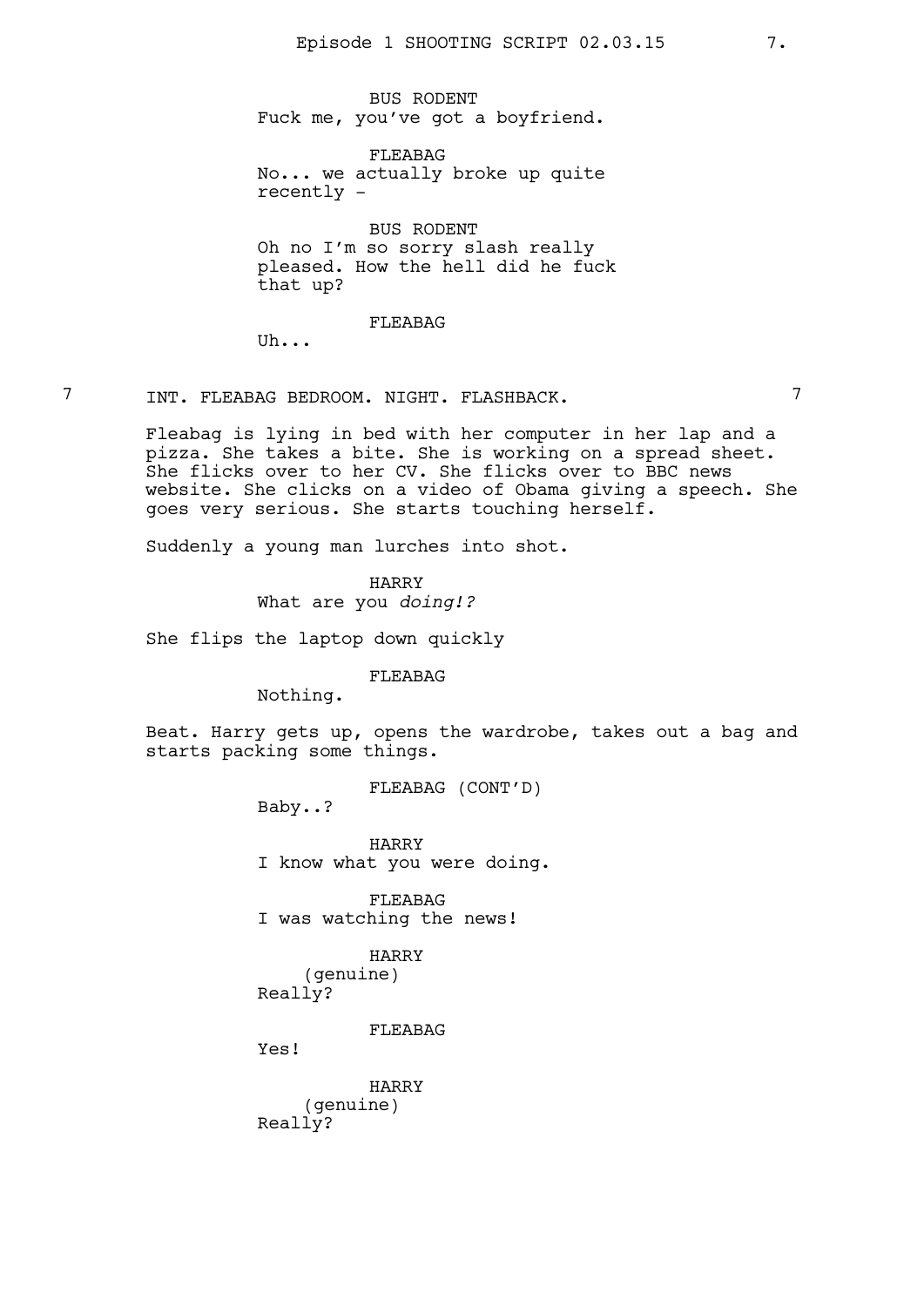BUS RODENT
Fuck me, you've got a boyfriend.

FLEABAG
No... we actually broke up quite recently -

BUS RODENT
Oh no I'm so sorry slash really pleased. How the hell did he fuck that up?

FLEABAG
Uh...

7 INT. FLEABAG BEDROOM. NIGHT. FLASHBACK. 7

Fleabag is lying in bed with her computer in her lap and a pizza. She takes a bite. She is working on a spread sheet. She flicks over to her CV. She flicks over to BBC news website. She clicks on a video of Obama giving a speech. She goes very serious. She starts touching herself.

Suddenly a young man lurches into shot.

HARRY
What are you *doing!?*

She flips the laptop down quickly

FLEABAG
Nothing.

Beat. Harry gets up, opens the wardrobe, takes out a bag and starts packing some things.

FLEABAG (CONT'D)
Baby..?

HARRY
I know what you were doing.

FLEABAG
I was watching the news!

HARRY
(genuine)
Really?

FLEABAG
Yes!

HARRY
(genuine)
Really?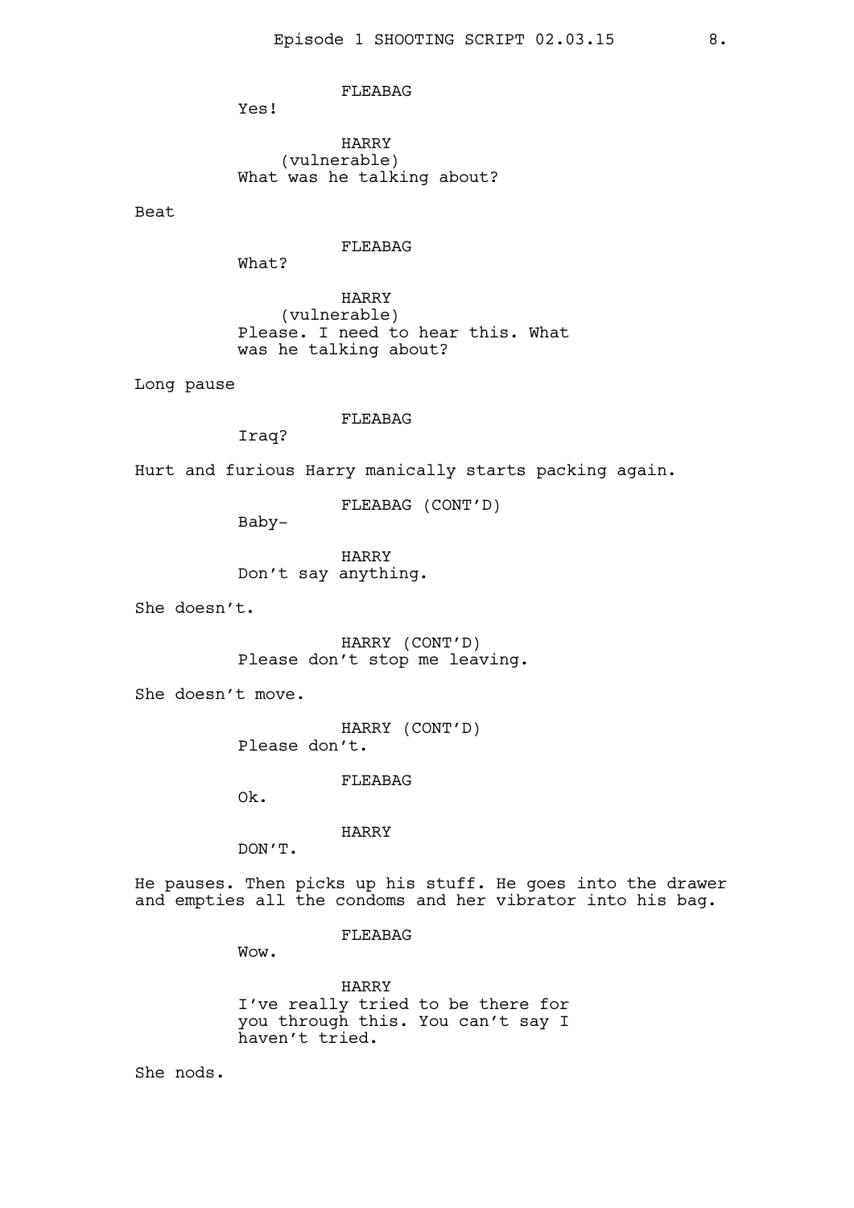FLEABAG

Yes!

HARRY
(vulnerable)
What was he talking about?

Beat

FLEABAG

What?

HARRY
(vulnerable)
Please. I need to hear this. What was he talking about?

Long pause

FLEABAG

Iraq?

Hurt and furious Harry manically starts packing again.

FLEABAG (CONT'D)

Baby-

HARRY

Don't say anything.

She doesn't.

HARRY (CONT'D)

Please don't stop me leaving.

She doesn't move.

HARRY (CONT'D)

Please don't.

FLEABAG

Ok.

HARRY

DON'T.

He pauses. Then picks up his stuff. He goes into the drawer and empties all the condoms and her vibrator into his bag.

FLEABAG

Wow.

HARRY

I've really tried to be there for you through this. You can't say I haven't tried.

She nods.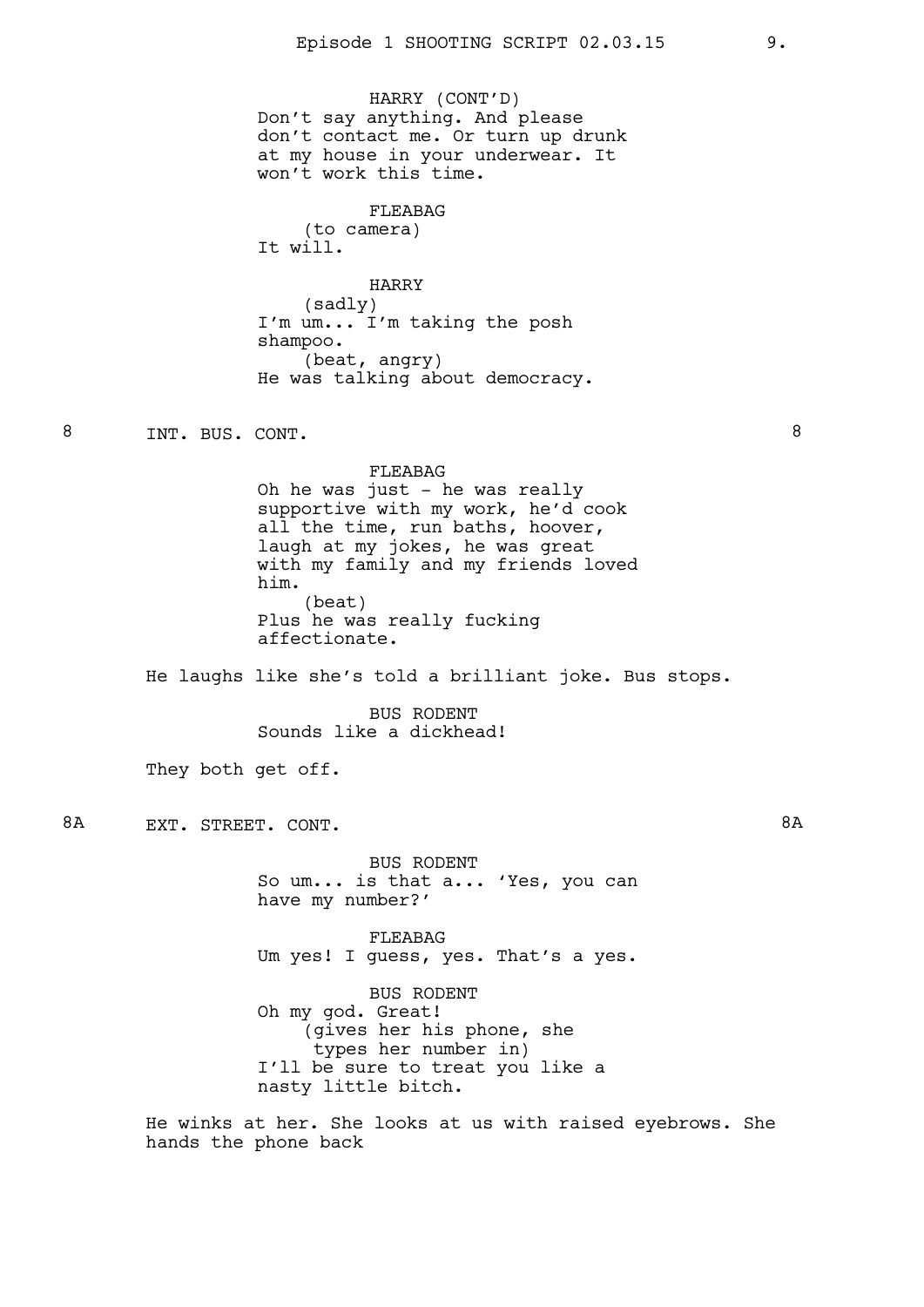HARRY (CONT'D)
Don't say anything. And please don't contact me. Or turn up drunk at my house in your underwear. It won't work this time.

FLEABAG
(to camera)
It will.

HARRY
(sadly)
I'm um... I'm taking the posh shampoo.
(beat, angry)
He was talking about democracy.

8 INT. BUS. CONT. 8

FLEABAG
Oh he was just - he was really supportive with my work, he'd cook all the time, run baths, hoover, laugh at my jokes, he was great with my family and my friends loved him.
(beat)
Plus he was really fucking affectionate.

He laughs like she's told a brilliant joke. Bus stops.

BUS RODENT
Sounds like a dickhead!

They both get off.

8A EXT. STREET. CONT. 8A

BUS RODENT
So um... is that a... 'Yes, you can have my number?'

FLEABAG
Um yes! I guess, yes. That's a yes.

BUS RODENT
Oh my god. Great!
(gives her his phone, she types her number in)
I'll be sure to treat you like a nasty little bitch.

He winks at her. She looks at us with raised eyebrows. She hands the phone back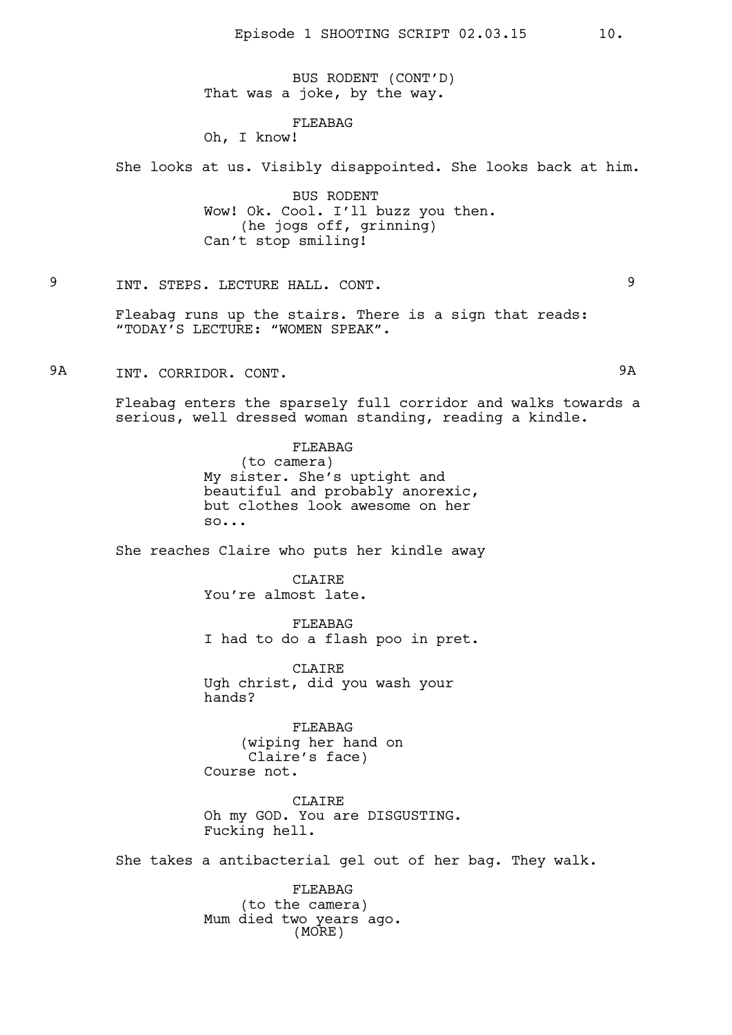BUS RODENT (CONT'D)
That was a joke, by the way.

FLEABAG
Oh, I know!

She looks at us. Visibly disappointed. She looks back at him.

BUS RODENT
Wow! Ok. Cool. I'll buzz you then.
(he jogs off, grinning)
Can't stop smiling!

**9 INT. STEPS. LECTURE HALL. CONT. 9**

Fleabag runs up the stairs. There is a sign that reads: "TODAY'S LECTURE: "WOMEN SPEAK".

**9A INT. CORRIDOR. CONT. 9A**

Fleabag enters the sparsely full corridor and walks towards a serious, well dressed woman standing, reading a kindle.

FLEABAG
(to camera)
My sister. She's uptight and beautiful and probably anorexic, but clothes look awesome on her so...

She reaches Claire who puts her kindle away

CLAIRE
You're almost late.

FLEABAG
I had to do a flash poo in pret.

CLAIRE
Ugh christ, did you wash your hands?

FLEABAG
(wiping her hand on Claire's face)
Course not.

CLAIRE
Oh my GOD. You are DISGUSTING. Fucking hell.

She takes a antibacterial gel out of her bag. They walk.

FLEABAG
(to the camera)
Mum died two years ago.
(MORE)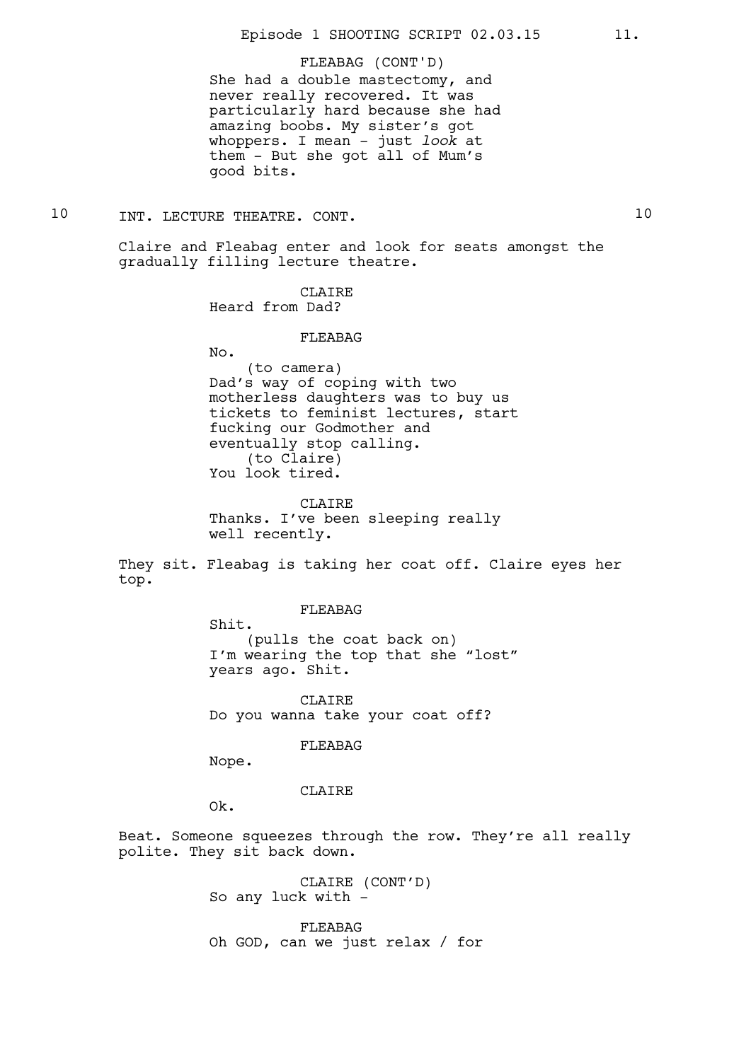FLEABAG (CONT'D)
She had a double mastectomy, and never really recovered. It was particularly hard because she had amazing boobs. My sister's got whoppers. I mean - just *look* at them - But she got all of Mum's good bits.

10 INT. LECTURE THEATRE. CONT. 10

Claire and Fleabag enter and look for seats amongst the gradually filling lecture theatre.

CLAIRE
Heard from Dad?

FLEABAG
No.
(to camera)
Dad's way of coping with two motherless daughters was to buy us tickets to feminist lectures, start fucking our Godmother and eventually stop calling.
(to Claire)
You look tired.

CLAIRE
Thanks. I've been sleeping really well recently.

They sit. Fleabag is taking her coat off. Claire eyes her top.

FLEABAG
Shit.
(pulls the coat back on)
I'm wearing the top that she "lost" years ago. Shit.

CLAIRE
Do you wanna take your coat off?

FLEABAG
Nope.

CLAIRE
Ok.

Beat. Someone squeezes through the row. They're all really polite. They sit back down.

CLAIRE (CONT'D)
So any luck with -

FLEABAG
Oh GOD, can we just relax / for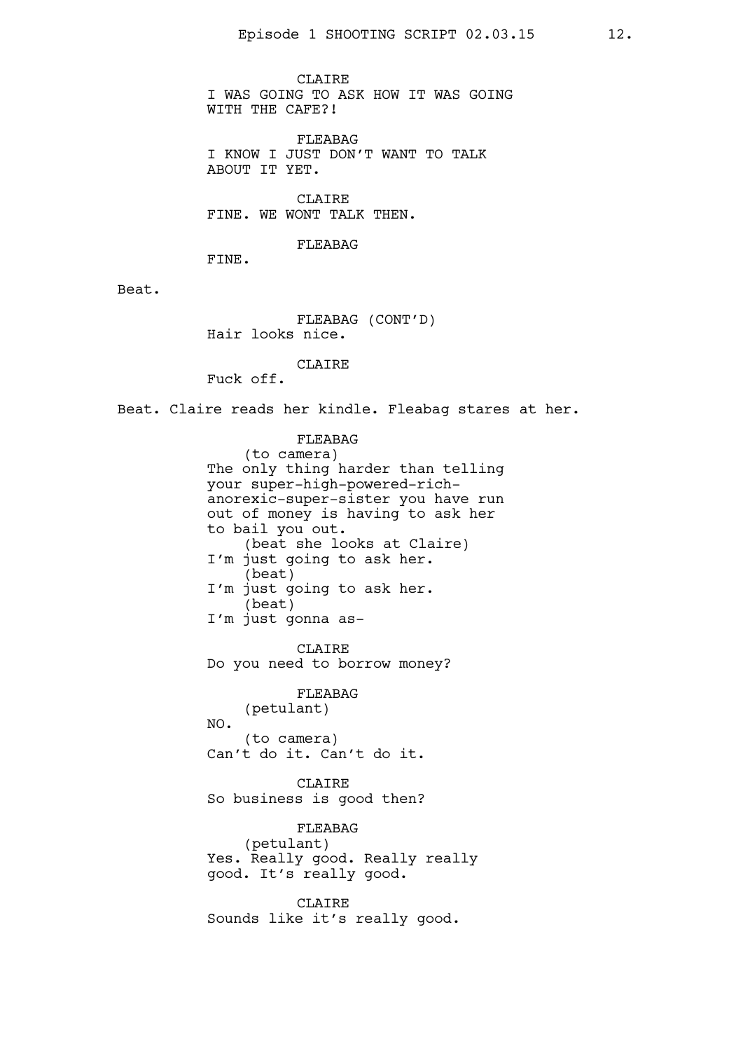CLAIRE
I WAS GOING TO ASK HOW IT WAS GOING WITH THE CAFE?!

FLEABAG
I KNOW I JUST DON'T WANT TO TALK ABOUT IT YET.

CLAIRE
FINE. WE WONT TALK THEN.

FLEABAG
FINE.

Beat.

FLEABAG (CONT'D)
Hair looks nice.

CLAIRE
Fuck off.

Beat. Claire reads her kindle. Fleabag stares at her.

FLEABAG
(to camera)
The only thing harder than telling your super-high-powered-rich-anorexic-super-sister you have run out of money is having to ask her to bail you out.
(beat she looks at Claire)
I'm just going to ask her.
(beat)
I'm just going to ask her.
(beat)
I'm just gonna as-

CLAIRE
Do you need to borrow money?

FLEABAG
(petulant)
NO.
(to camera)
Can't do it. Can't do it.

CLAIRE
So business is good then?

FLEABAG
(petulant)
Yes. Really good. Really really good. It's really good.

CLAIRE
Sounds like it's really good.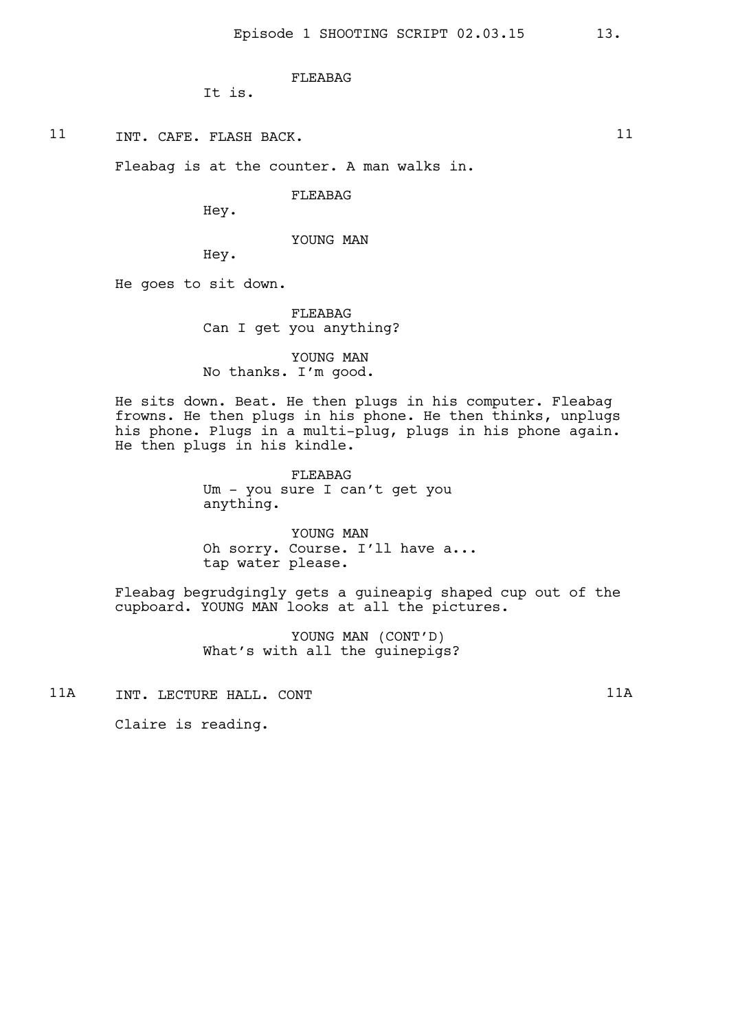FLEABAG

It is.

11 INT. CAFE. FLASH BACK. 11

Fleabag is at the counter. A man walks in.

FLEABAG

Hey.

YOUNG MAN

Hey.

He goes to sit down.

FLEABAG

Can I get you anything?

YOUNG MAN

No thanks. I'm good.

He sits down. Beat. He then plugs in his computer. Fleabag frowns. He then plugs in his phone. He then thinks, unplugs his phone. Plugs in a multi-plug, plugs in his phone again. He then plugs in his kindle.

FLEABAG

Um - you sure I can't get you anything.

YOUNG MAN

Oh sorry. Course. I'll have a... tap water please.

Fleabag begrudgingly gets a guineapig shaped cup out of the cupboard. YOUNG MAN looks at all the pictures.

YOUNG MAN (CONT'D)

What's with all the guinepigs?

11A INT. LECTURE HALL. CONT 11A

Claire is reading.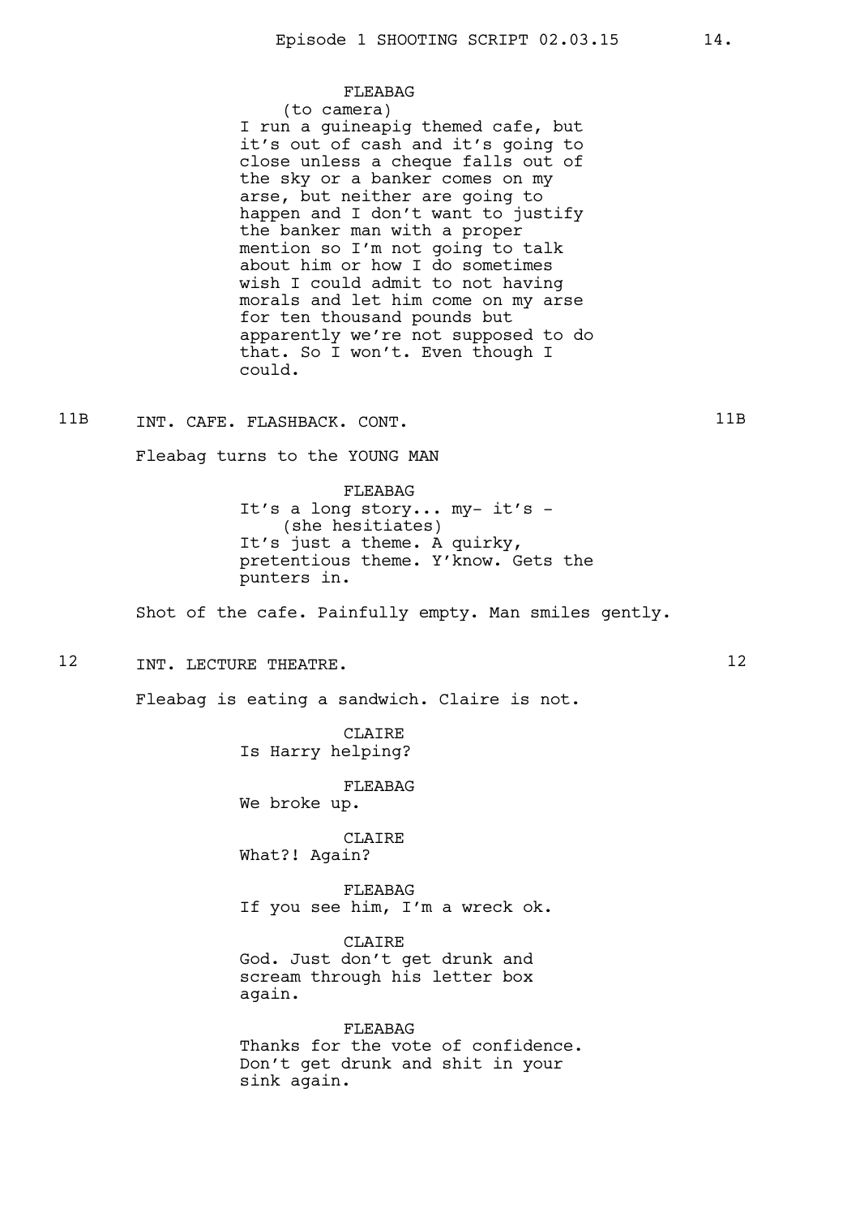FLEABAG
(to camera)
I run a guineapig themed cafe, but it's out of cash and it's going to close unless a cheque falls out of the sky or a banker comes on my arse, but neither are going to happen and I don't want to justify the banker man with a proper mention so I'm not going to talk about him or how I do sometimes wish I could admit to not having morals and let him come on my arse for ten thousand pounds but apparently we're not supposed to do that. So I won't. Even though I could.

11B INT. CAFE. FLASHBACK. CONT. 11B

Fleabag turns to the YOUNG MAN

FLEABAG
It's a long story... my- it's -
(she hesitiates)
It's just a theme. A quirky, pretentious theme. Y'know. Gets the punters in.

Shot of the cafe. Painfully empty. Man smiles gently.

12 INT. LECTURE THEATRE. 12

Fleabag is eating a sandwich. Claire is not.

CLAIRE
Is Harry helping?

FLEABAG
We broke up.

CLAIRE
What?! Again?

FLEABAG
If you see him, I'm a wreck ok.

CLAIRE
God. Just don't get drunk and scream through his letter box again.

FLEABAG
Thanks for the vote of confidence. Don't get drunk and shit in your sink again.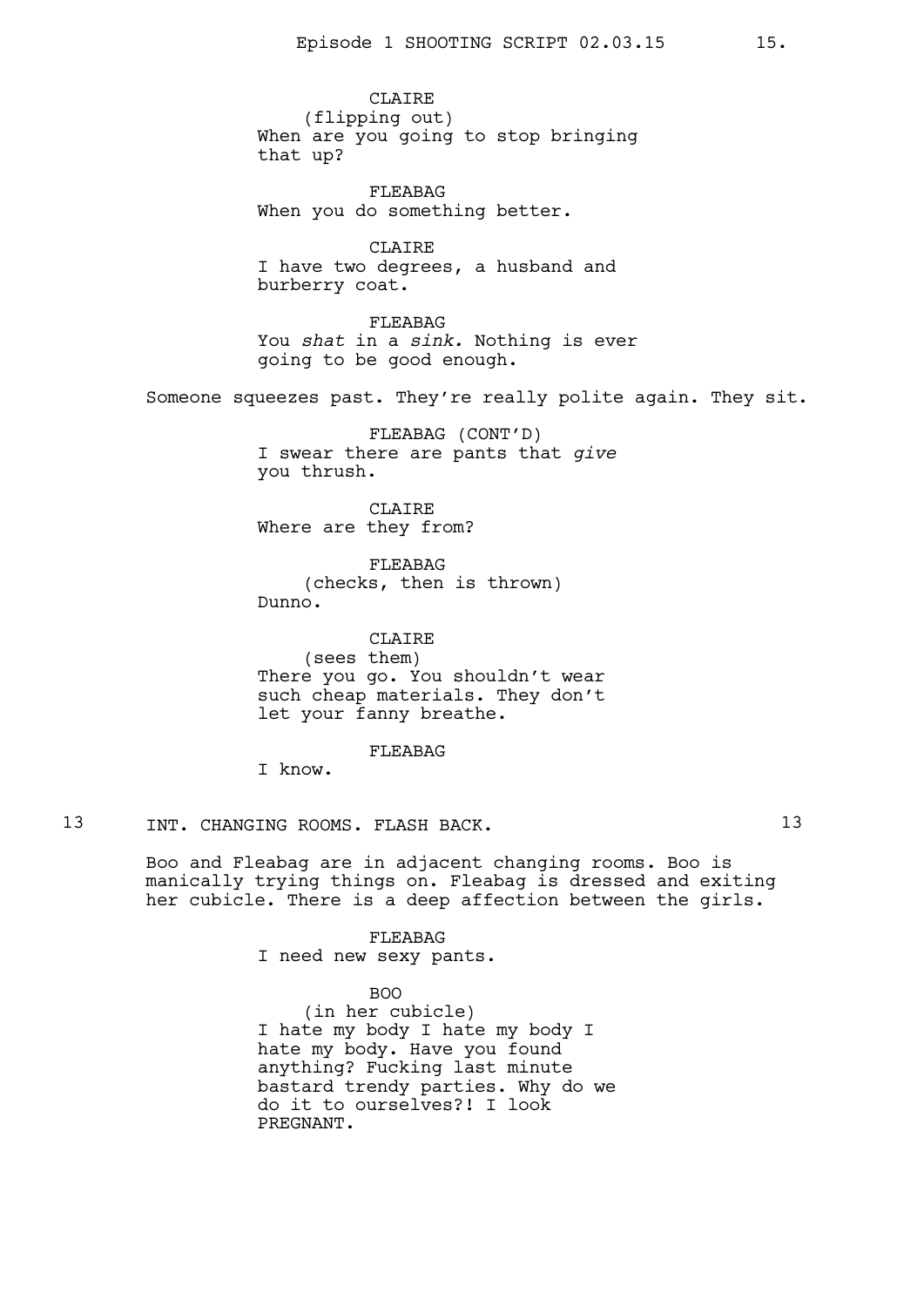CLAIRE
(flipping out)
When are you going to stop bringing that up?

FLEABAG
When you do something better.

CLAIRE
I have two degrees, a husband and burberry coat.

FLEABAG
You *shat* in a *sink.* Nothing is ever going to be good enough.

Someone squeezes past. They're really polite again. They sit.

FLEABAG (CONT'D)
I swear there are pants that *give* you thrush.

CLAIRE
Where are they from?

FLEABAG
(checks, then is thrown)
Dunno.

CLAIRE
(sees them)
There you go. You shouldn't wear such cheap materials. They don't let your fanny breathe.

FLEABAG
I know.

## 13 INT. CHANGING ROOMS. FLASH BACK. 13

Boo and Fleabag are in adjacent changing rooms. Boo is manically trying things on. Fleabag is dressed and exiting her cubicle. There is a deep affection between the girls.

FLEABAG
I need new sexy pants.

BOO
(in her cubicle)
I hate my body I hate my body I hate my body. Have you found anything? Fucking last minute bastard trendy parties. Why do we do it to ourselves?! I look PREGNANT.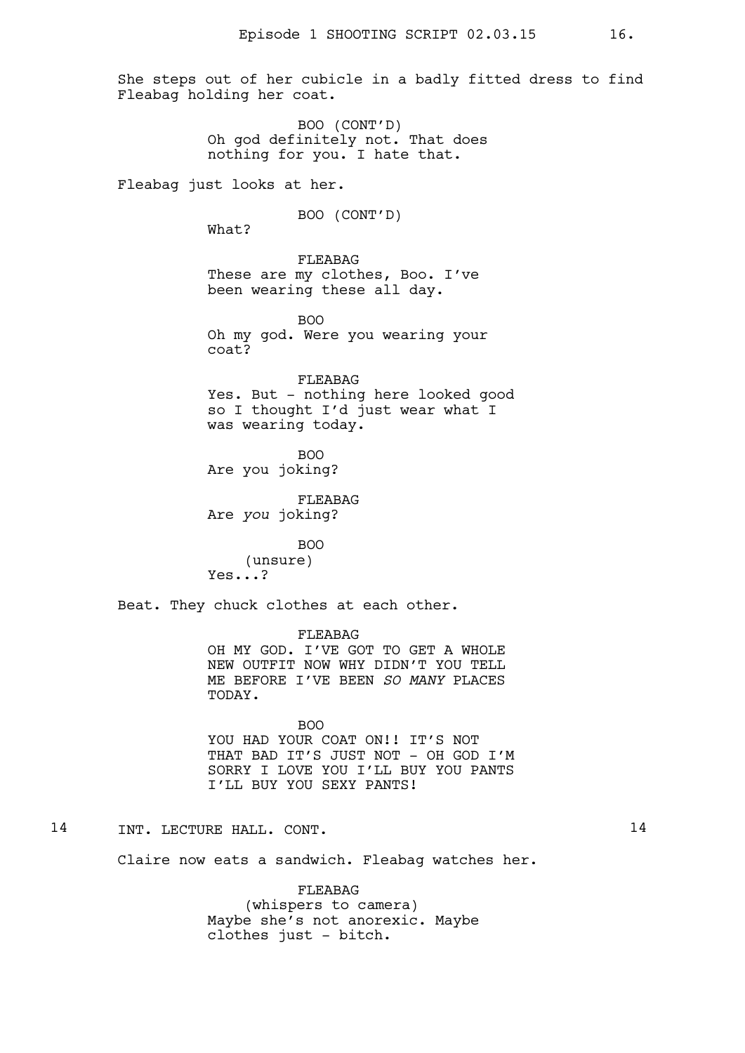She steps out of her cubicle in a badly fitted dress to find Fleabag holding her coat.

BOO (CONT'D)
Oh god definitely not. That does nothing for you. I hate that.

Fleabag just looks at her.

BOO (CONT'D)
What?

FLEABAG
These are my clothes, Boo. I've been wearing these all day.

BOO
Oh my god. Were you wearing your coat?

FLEABAG
Yes. But - nothing here looked good so I thought I'd just wear what I was wearing today.

BOO
Are you joking?

FLEABAG
Are *you* joking?

BOO
(unsure)
Yes...?

Beat. They chuck clothes at each other.

FLEABAG
OH MY GOD. I'VE GOT TO GET A WHOLE NEW OUTFIT NOW WHY DIDN'T YOU TELL ME BEFORE I'VE BEEN *SO MANY* PLACES TODAY.

BOO
YOU HAD YOUR COAT ON!! IT'S NOT THAT BAD IT'S JUST NOT - OH GOD I'M SORRY I LOVE YOU I'LL BUY YOU PANTS I'LL BUY YOU SEXY PANTS!

14 INT. LECTURE HALL. CONT. 14

Claire now eats a sandwich. Fleabag watches her.

FLEABAG
(whispers to camera)
Maybe she's not anorexic. Maybe clothes just - bitch.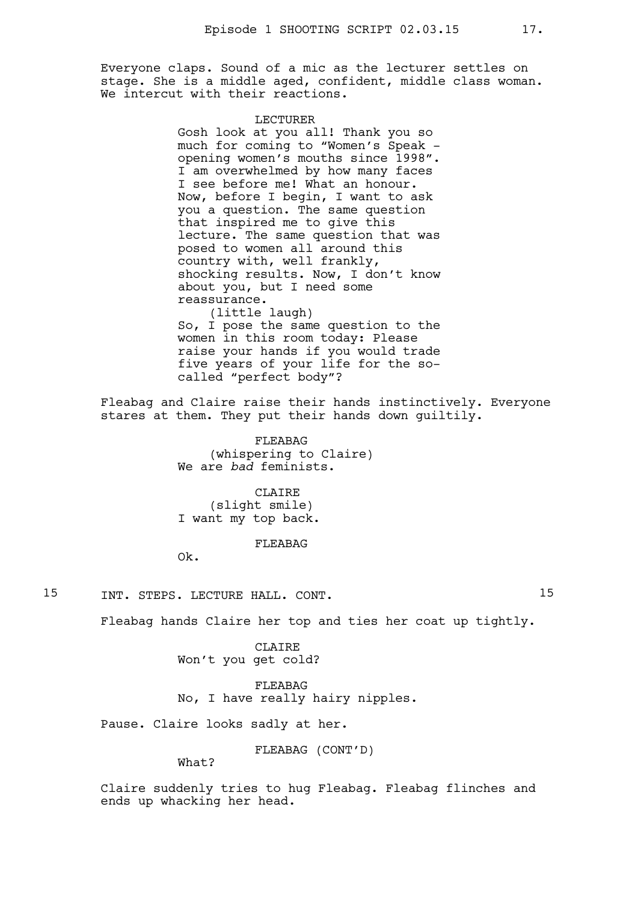Everyone claps. Sound of a mic as the lecturer settles on stage. She is a middle aged, confident, middle class woman. We intercut with their reactions.

LECTURER

Gosh look at you all! Thank you so much for coming to "Women's Speak - opening women's mouths since 1998". I am overwhelmed by how many faces I see before me! What an honour. Now, before I begin, I want to ask you a question. The same question that inspired me to give this lecture. The same question that was posed to women all around this country with, well frankly, shocking results. Now, I don't know about you, but I need some reassurance.

(little laugh)

So, I pose the same question to the women in this room today: Please raise your hands if you would trade five years of your life for the so-called "perfect body"?

Fleabag and Claire raise their hands instinctively. Everyone stares at them. They put their hands down guiltily.

FLEABAG

(whispering to Claire)

We are *bad* feminists.

CLAIRE

(slight smile)

I want my top back.

FLEABAG

Ok.

## 15 INT. STEPS. LECTURE HALL. CONT. 15

Fleabag hands Claire her top and ties her coat up tightly.

CLAIRE

Won't you get cold?

FLEABAG

No, I have really hairy nipples.

Pause. Claire looks sadly at her.

FLEABAG (CONT'D)

What?

Claire suddenly tries to hug Fleabag. Fleabag flinches and ends up whacking her head.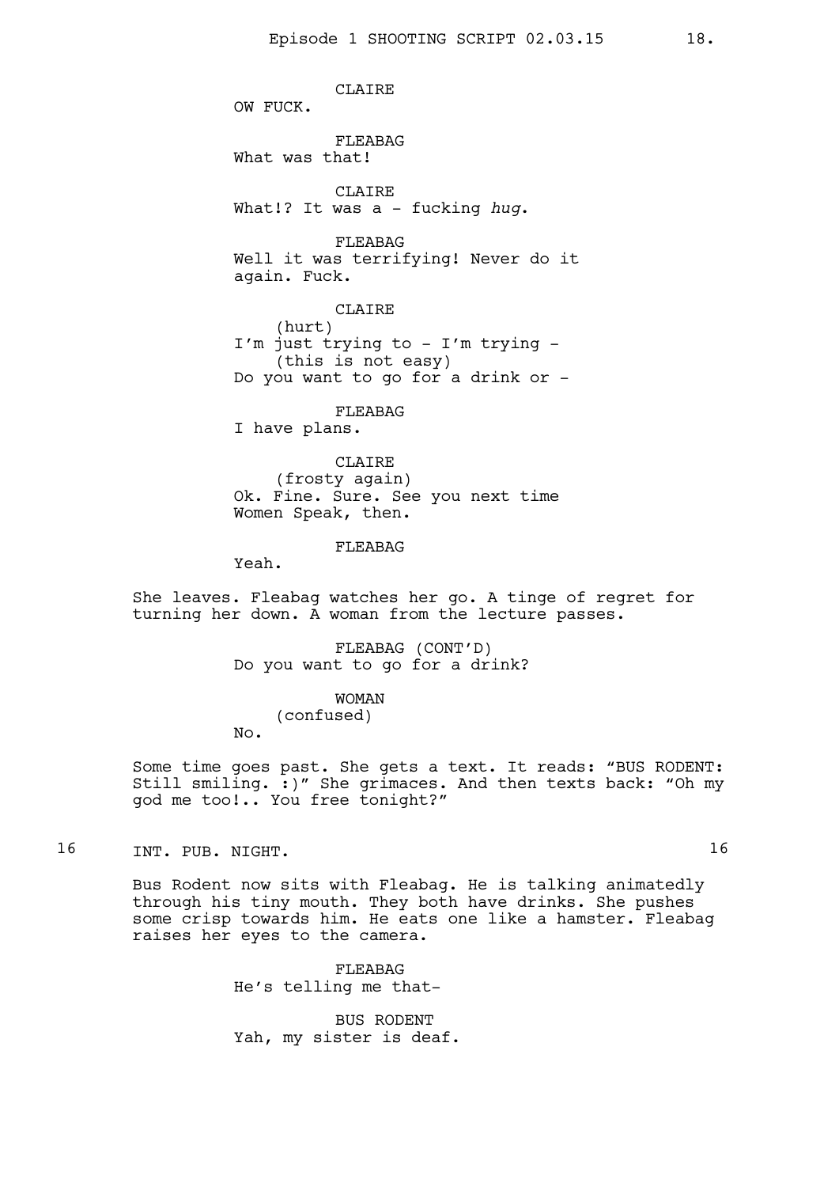CLAIRE
OW FUCK.

FLEABAG
What was that!

CLAIRE
What!? It was a - fucking *hug*.

FLEABAG
Well it was terrifying! Never do it again. Fuck.

CLAIRE
(hurt)
I'm just trying to - I'm trying -
(this is not easy)
Do you want to go for a drink or -

FLEABAG
I have plans.

CLAIRE
(frosty again)
Ok. Fine. Sure. See you next time Women Speak, then.

FLEABAG
Yeah.

She leaves. Fleabag watches her go. A tinge of regret for turning her down. A woman from the lecture passes.

FLEABAG (CONT'D)
Do you want to go for a drink?

WOMAN
(confused)
No.

Some time goes past. She gets a text. It reads: "BUS RODENT: Still smiling. :)" She grimaces. And then texts back: "Oh my god me too!.. You free tonight?"

## 16 INT. PUB. NIGHT. 16

Bus Rodent now sits with Fleabag. He is talking animatedly through his tiny mouth. They both have drinks. She pushes some crisp towards him. He eats one like a hamster. Fleabag raises her eyes to the camera.

FLEABAG
He's telling me that-

BUS RODENT
Yah, my sister is deaf.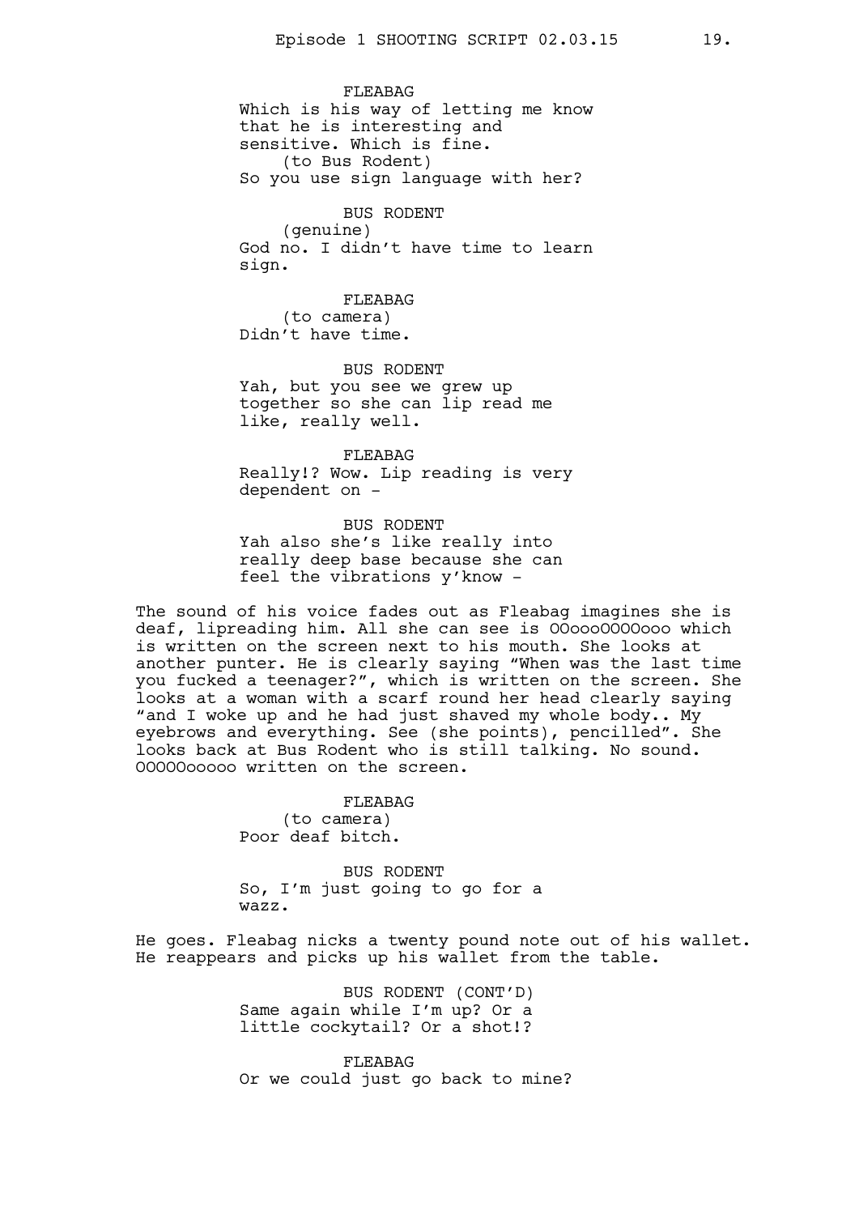FLEABAG
Which is his way of letting me know that he is interesting and sensitive. Which is fine.
(to Bus Rodent)
So you use sign language with her?

BUS RODENT
(genuine)
God no. I didn't have time to learn sign.

FLEABAG
(to camera)
Didn't have time.

BUS RODENT
Yah, but you see we grew up together so she can lip read me like, really well.

FLEABAG
Really!? Wow. Lip reading is very dependent on -

BUS RODENT
Yah also she's like really into really deep base because she can feel the vibrations y'know -

The sound of his voice fades out as Fleabag imagines she is deaf, lipreading him. All she can see is OOoooOOOOooo which is written on the screen next to his mouth. She looks at another punter. He is clearly saying "When was the last time you fucked a teenager?", which is written on the screen. She looks at a woman with a scarf round her head clearly saying "and I woke up and he had just shaved my whole body.. My eyebrows and everything. See (she points), pencilled". She looks back at Bus Rodent who is still talking. No sound. OOOOOooooo written on the screen.

FLEABAG
(to camera)
Poor deaf bitch.

BUS RODENT
So, I'm just going to go for a wazz.

He goes. Fleabag nicks a twenty pound note out of his wallet. He reappears and picks up his wallet from the table.

BUS RODENT (CONT'D)
Same again while I'm up? Or a little cockytail? Or a shot!?

FLEABAG
Or we could just go back to mine?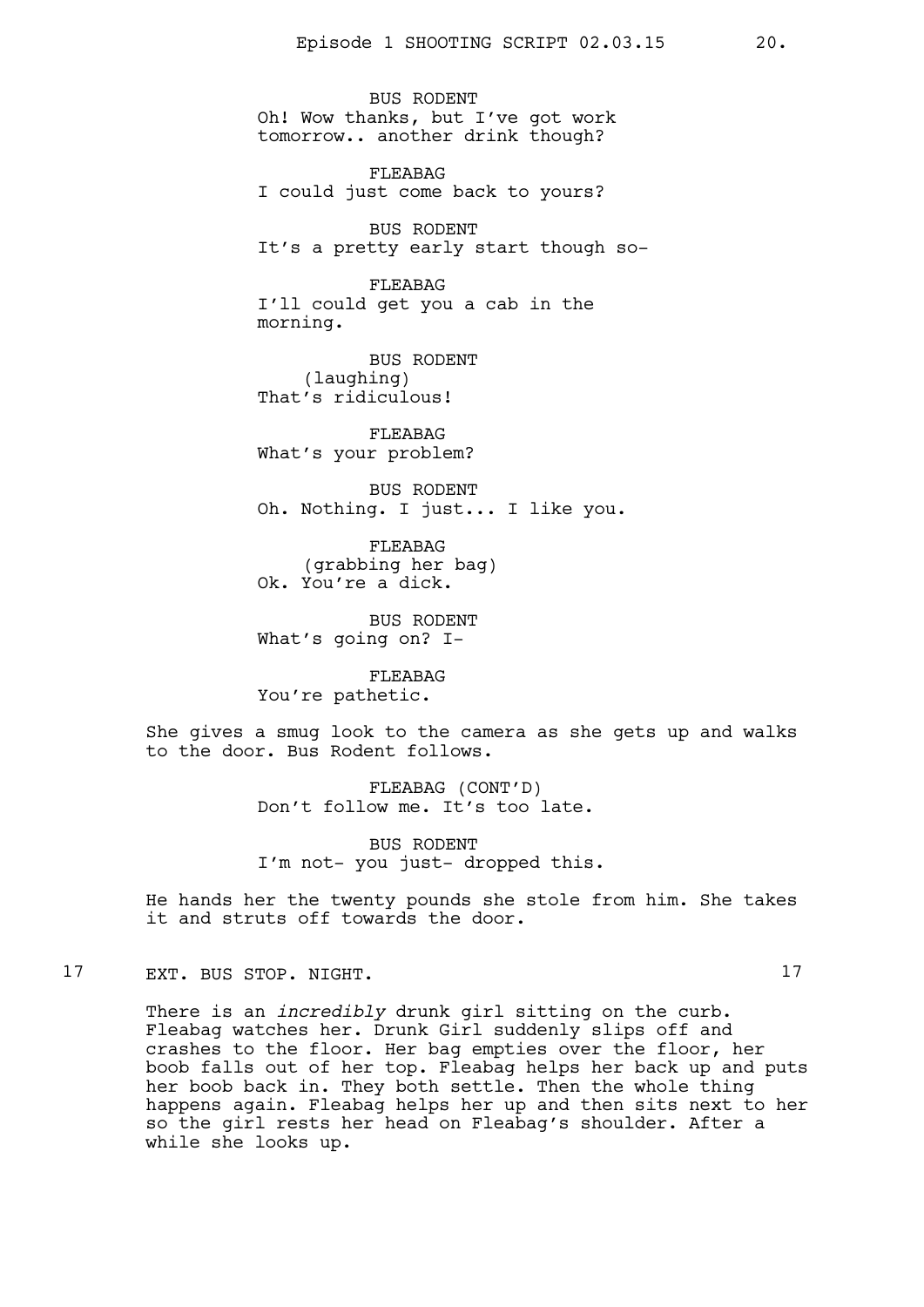BUS RODENT
Oh! Wow thanks, but I've got work tomorrow.. another drink though?

FLEABAG
I could just come back to yours?

BUS RODENT
It's a pretty early start though so-

FLEABAG
I'll could get you a cab in the morning.

BUS RODENT
(laughing)
That's ridiculous!

FLEABAG
What's your problem?

BUS RODENT
Oh. Nothing. I just... I like you.

FLEABAG
(grabbing her bag)
Ok. You're a dick.

BUS RODENT
What's going on? I-

FLEABAG
You're pathetic.

She gives a smug look to the camera as she gets up and walks to the door. Bus Rodent follows.

FLEABAG (CONT'D)
Don't follow me. It's too late.

BUS RODENT
I'm not- you just- dropped this.

He hands her the twenty pounds she stole from him. She takes it and struts off towards the door.

17 EXT. BUS STOP. NIGHT. 17

There is an *incredibly* drunk girl sitting on the curb. Fleabag watches her. Drunk Girl suddenly slips off and crashes to the floor. Her bag empties over the floor, her boob falls out of her top. Fleabag helps her back up and puts her boob back in. They both settle. Then the whole thing happens again. Fleabag helps her up and then sits next to her so the girl rests her head on Fleabag's shoulder. After a while she looks up.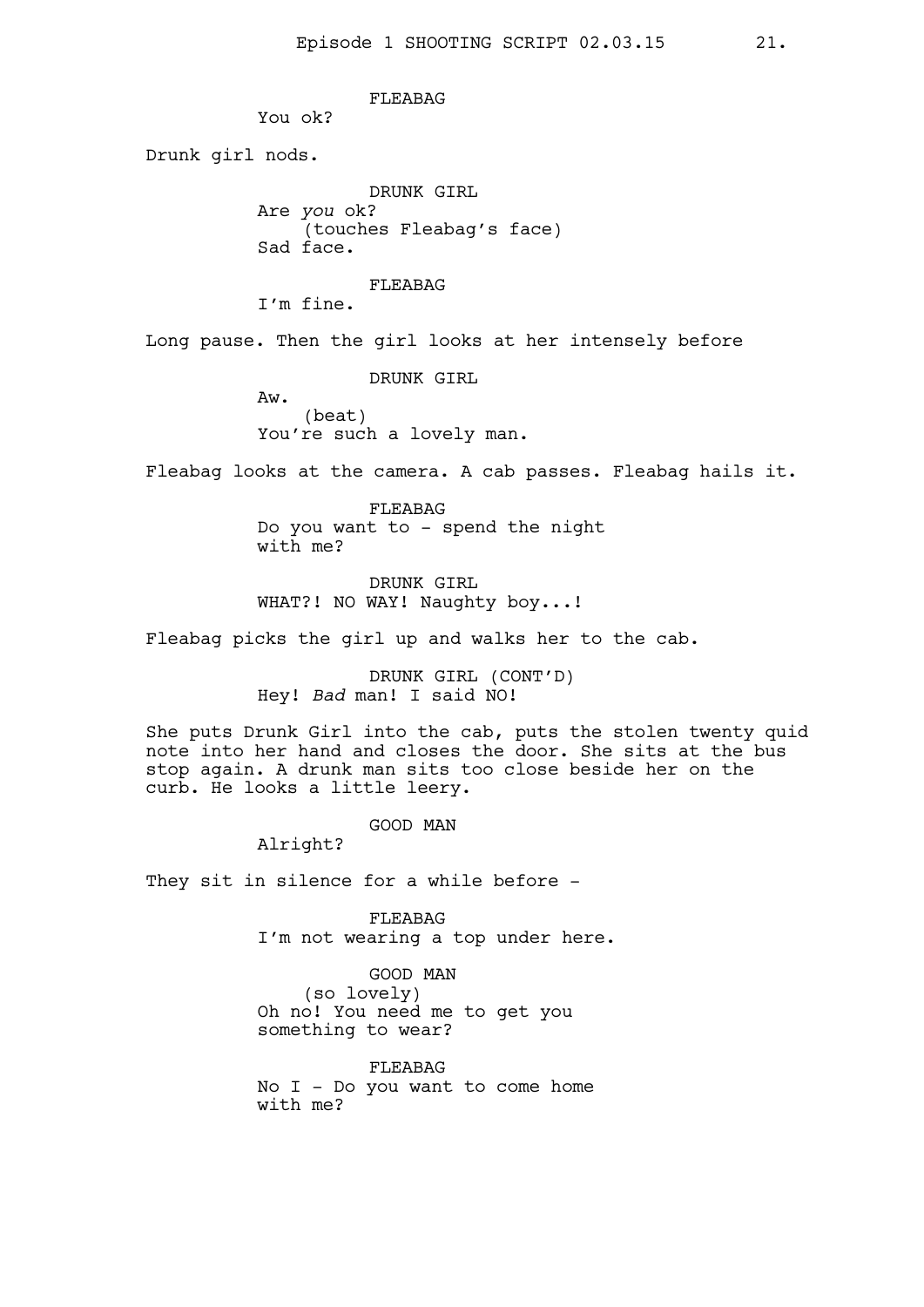FLEABAG

You ok?

Drunk girl nods.

DRUNK GIRL

Are *you* ok?

(touches Fleabag's face)

Sad face.

FLEABAG

I'm fine.

Long pause. Then the girl looks at her intensely before

DRUNK GIRL

Aw.

(beat)

You're such a lovely man.

Fleabag looks at the camera. A cab passes. Fleabag hails it.

FLEABAG

Do you want to - spend the night with me?

DRUNK GIRL

WHAT?! NO WAY! Naughty boy...!

Fleabag picks the girl up and walks her to the cab.

DRUNK GIRL (CONT'D)

Hey! *Bad* man! I said NO!

She puts Drunk Girl into the cab, puts the stolen twenty quid note into her hand and closes the door. She sits at the bus stop again. A drunk man sits too close beside her on the curb. He looks a little leery.

GOOD MAN

Alright?

They sit in silence for a while before -

FLEABAG

I'm not wearing a top under here.

GOOD MAN

(so lovely)

Oh no! You need me to get you something to wear?

FLEABAG

No I - Do you want to come home with me?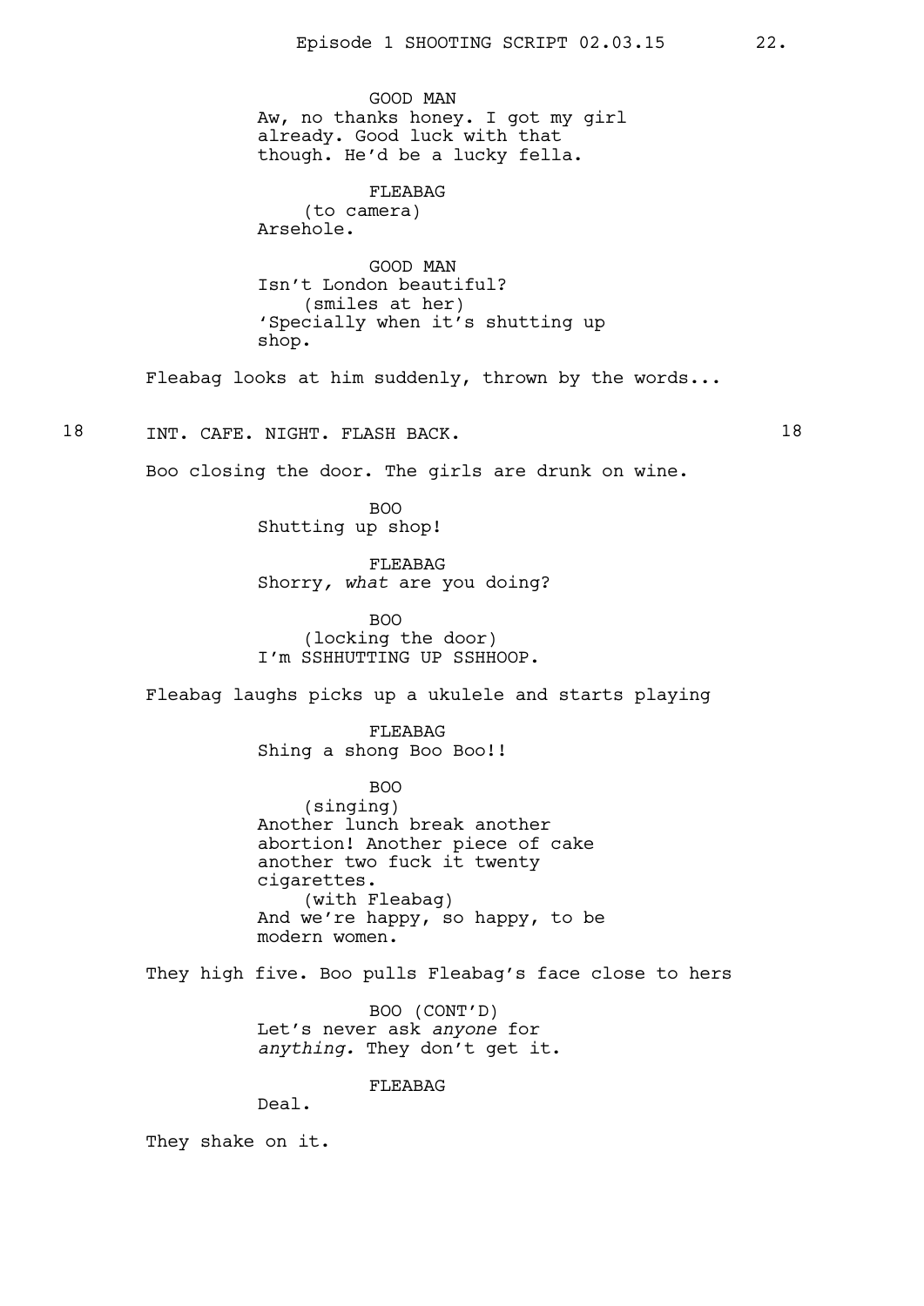GOOD MAN
Aw, no thanks honey. I got my girl already. Good luck with that though. He'd be a lucky fella.

FLEABAG
(to camera)
Arsehole.

GOOD MAN
Isn't London beautiful?
(smiles at her)
'Specially when it's shutting up shop.

Fleabag looks at him suddenly, thrown by the words...

18 INT. CAFE. NIGHT. FLASH BACK. 18

Boo closing the door. The girls are drunk on wine.

BOO
Shutting up shop!

FLEABAG
Shorry, *what* are you doing?

BOO
(locking the door)
I'm SSHHUTTING UP SSHHOOP.

Fleabag laughs picks up a ukulele and starts playing

FLEABAG
Shing a shong Boo Boo!!

BOO
(singing)
Another lunch break another abortion! Another piece of cake another two fuck it twenty cigarettes.
(with Fleabag)
And we're happy, so happy, to be modern women.

They high five. Boo pulls Fleabag's face close to hers

BOO (CONT'D)
Let's never ask *anyone* for *anything.* They don't get it.

FLEABAG
Deal.

They shake on it.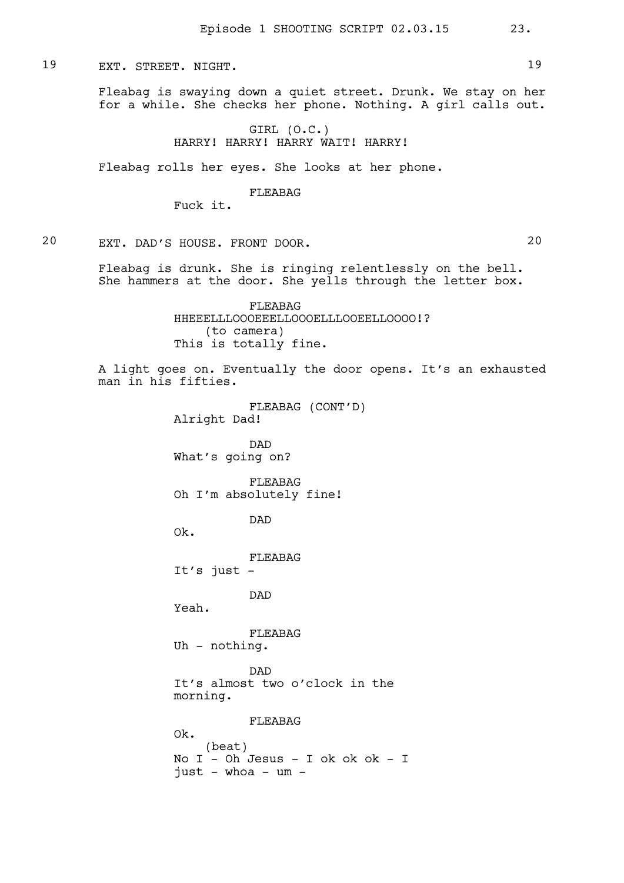19 EXT. STREET. NIGHT. 19

Fleabag is swaying down a quiet street. Drunk. We stay on her for a while. She checks her phone. Nothing. A girl calls out.

GIRL (O.C.)
HARRY! HARRY! HARRY WAIT! HARRY!

Fleabag rolls her eyes. She looks at her phone.

FLEABAG
Fuck it.

20 EXT. DAD'S HOUSE. FRONT DOOR. 20

Fleabag is drunk. She is ringing relentlessly on the bell. She hammers at the door. She yells through the letter box.

FLEABAG
HHEEELLLOOOEEELLOOOELLLOOEELLOOOO!?
(to camera)
This is totally fine.

A light goes on. Eventually the door opens. It's an exhausted man in his fifties.

FLEABAG (CONT'D)
Alright Dad!

DAD
What's going on?

FLEABAG
Oh I'm absolutely fine!

DAD
Ok.

FLEABAG
It's just -

DAD
Yeah.

FLEABAG
Uh - nothing.

DAD
It's almost two o'clock in the morning.

FLEABAG
Ok.
(beat)
No I - Oh Jesus - I ok ok ok - I just - whoa - um -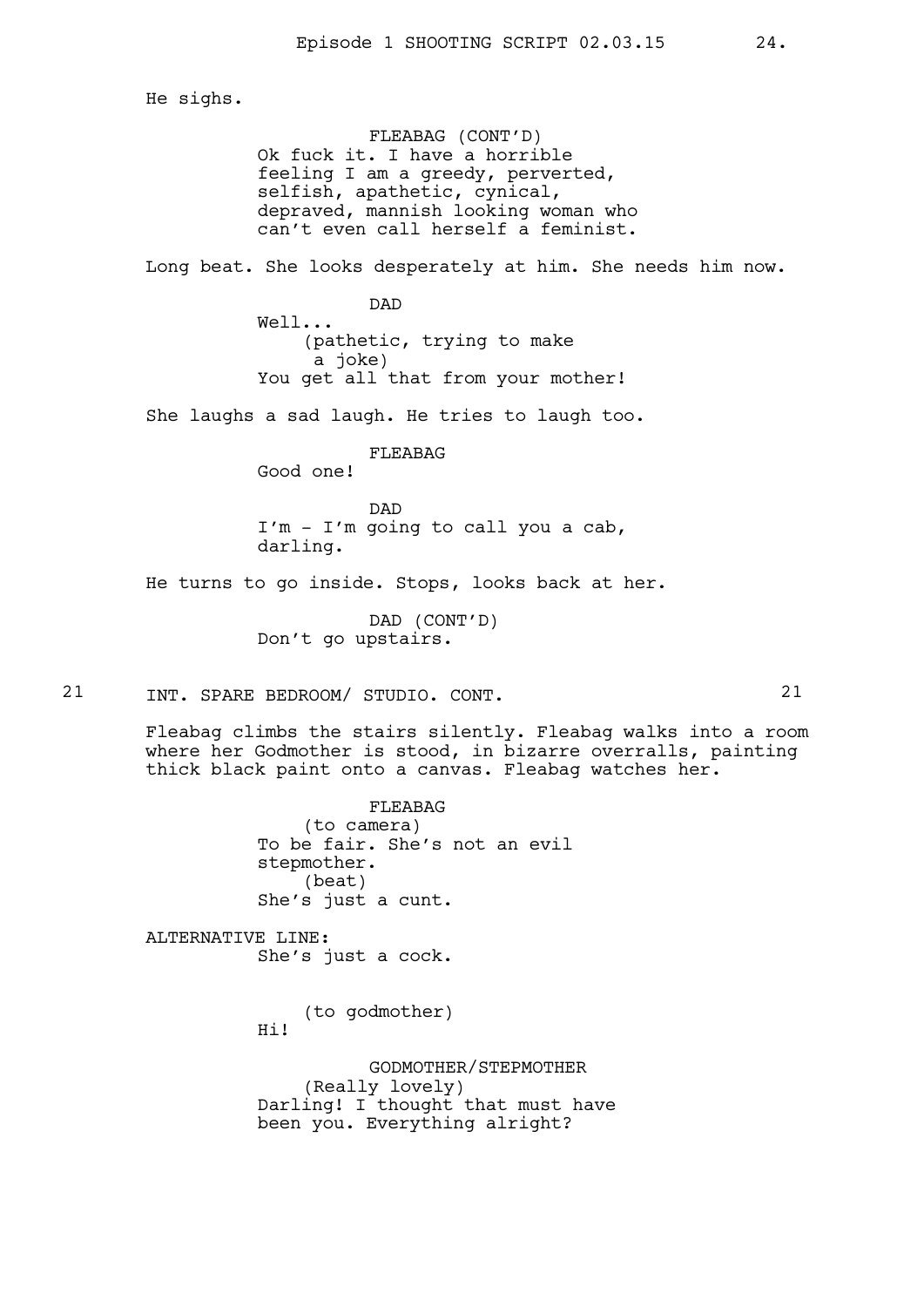He sighs.

FLEABAG (CONT'D)
Ok fuck it. I have a horrible feeling I am a greedy, perverted, selfish, apathetic, cynical, depraved, mannish looking woman who can't even call herself a feminist.

Long beat. She looks desperately at him. She needs him now.

DAD
Well...
(pathetic, trying to make a joke)
You get all that from your mother!

She laughs a sad laugh. He tries to laugh too.

FLEABAG
Good one!

DAD
I'm - I'm going to call you a cab, darling.

He turns to go inside. Stops, looks back at her.

DAD (CONT'D)
Don't go upstairs.

21 INT. SPARE BEDROOM/ STUDIO. CONT. 21

Fleabag climbs the stairs silently. Fleabag walks into a room where her Godmother is stood, in bizarre overralls, painting thick black paint onto a canvas. Fleabag watches her.

FLEABAG
(to camera)
To be fair. She's not an evil stepmother.
(beat)
She's just a cunt.

ALTERNATIVE LINE:
She's just a cock.

(to godmother)
Hi!

GODMOTHER/STEPMOTHER
(Really lovely)
Darling! I thought that must have been you. Everything alright?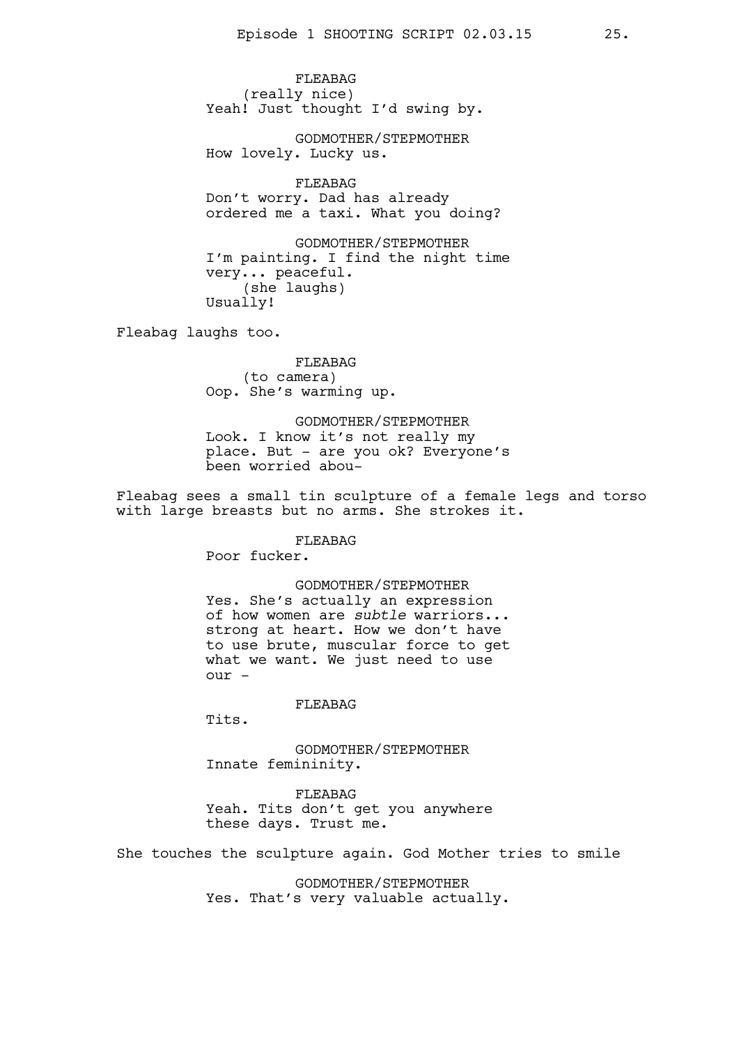FLEABAG
(really nice)
Yeah! Just thought I'd swing by.

GODMOTHER/STEPMOTHER
How lovely. Lucky us.

FLEABAG
Don't worry. Dad has already ordered me a taxi. What you doing?

GODMOTHER/STEPMOTHER
I'm painting. I find the night time very... peaceful.
(she laughs)
Usually!

Fleabag laughs too.

FLEABAG
(to camera)
Oop. She's warming up.

GODMOTHER/STEPMOTHER
Look. I know it's not really my place. But - are you ok? Everyone's been worried abou-

Fleabag sees a small tin sculpture of a female legs and torso with large breasts but no arms. She strokes it.

FLEABAG
Poor fucker.

GODMOTHER/STEPMOTHER
Yes. She's actually an expression of how women are *subtle* warriors... strong at heart. How we don't have to use brute, muscular force to get what we want. We just need to use our -

FLEABAG
Tits.

GODMOTHER/STEPMOTHER
Innate femininity.

FLEABAG
Yeah. Tits don't get you anywhere these days. Trust me.

She touches the sculpture again. God Mother tries to smile

GODMOTHER/STEPMOTHER
Yes. That's very valuable actually.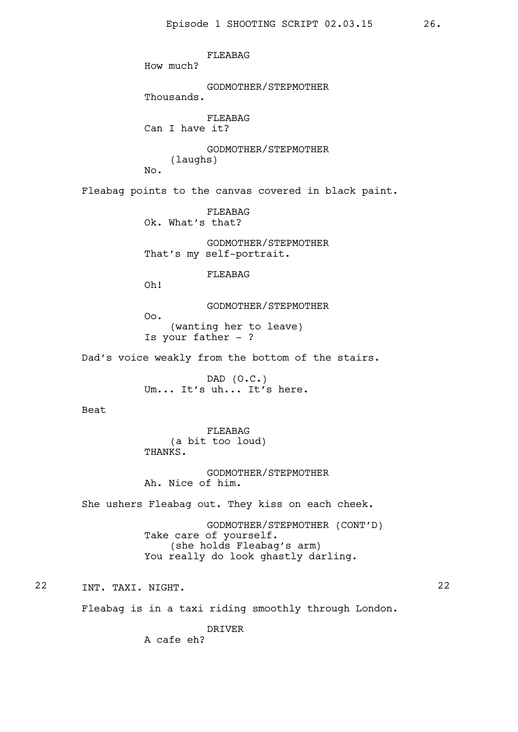FLEABAG
How much?

GODMOTHER/STEPMOTHER
Thousands.

FLEABAG
Can I have it?

GODMOTHER/STEPMOTHER
(laughs)
No.

Fleabag points to the canvas covered in black paint.

FLEABAG
Ok. What's that?

GODMOTHER/STEPMOTHER
That's my self-portrait.

FLEABAG
Oh!

GODMOTHER/STEPMOTHER
Oo.
(wanting her to leave)
Is your father - ?

Dad's voice weakly from the bottom of the stairs.

DAD (O.C.)
Um... It's uh... It's here.

Beat

FLEABAG
(a bit too loud)
THANKS.

GODMOTHER/STEPMOTHER
Ah. Nice of him.

She ushers Fleabag out. They kiss on each cheek.

GODMOTHER/STEPMOTHER (CONT'D)
Take care of yourself.
(she holds Fleabag's arm)
You really do look ghastly darling.

22 INT. TAXI. NIGHT. 22

Fleabag is in a taxi riding smoothly through London.

DRIVER
A cafe eh?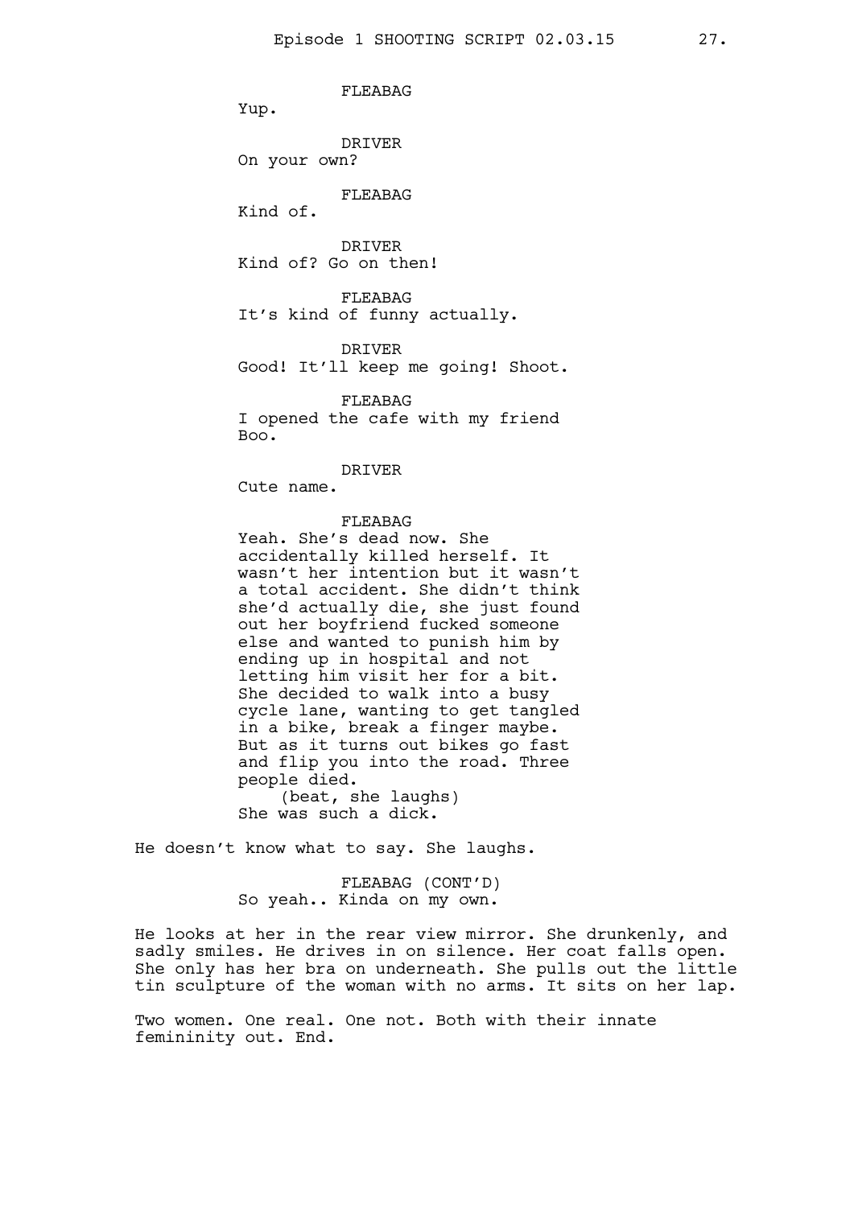FLEABAG

Yup.

DRIVER

On your own?

FLEABAG

Kind of.

DRIVER

Kind of? Go on then!

FLEABAG

It's kind of funny actually.

DRIVER

Good! It'll keep me going! Shoot.

FLEABAG

I opened the cafe with my friend Boo.

DRIVER

Cute name.

FLEABAG

Yeah. She's dead now. She accidentally killed herself. It wasn't her intention but it wasn't a total accident. She didn't think she'd actually die, she just found out her boyfriend fucked someone else and wanted to punish him by ending up in hospital and not letting him visit her for a bit. She decided to walk into a busy cycle lane, wanting to get tangled in a bike, break a finger maybe. But as it turns out bikes go fast and flip you into the road. Three people died.

(beat, she laughs)

She was such a dick.

He doesn't know what to say. She laughs.

FLEABAG (CONT'D)

So yeah.. Kinda on my own.

He looks at her in the rear view mirror. She drunkenly, and sadly smiles. He drives in on silence. Her coat falls open. She only has her bra on underneath. She pulls out the little tin sculpture of the woman with no arms. It sits on her lap.

Two women. One real. One not. Both with their innate femininity out. End.